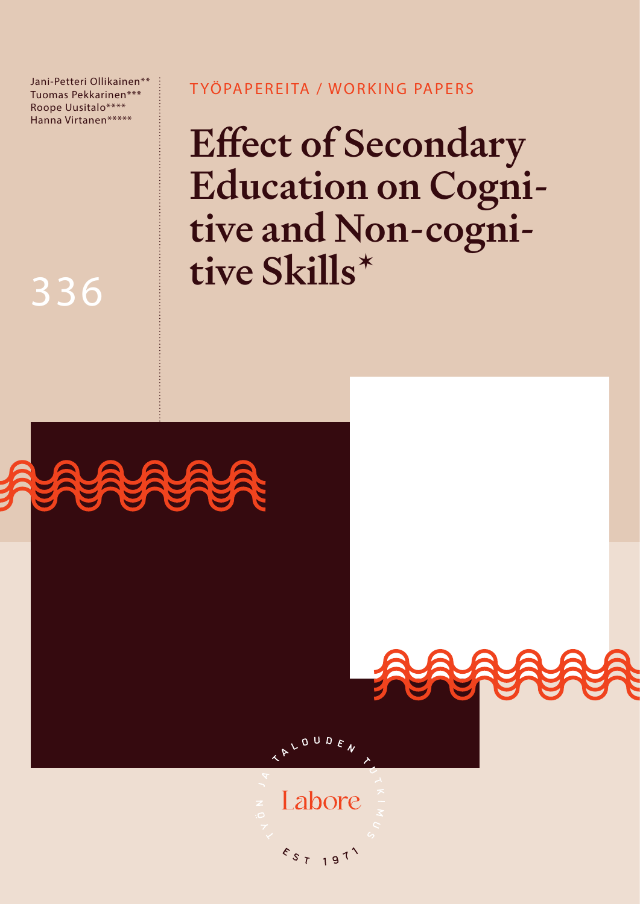Jani-Petteri Ollikainen**
Tuomas Pekkarinen***
Roope Uusitalo****
Hanna Virtanen*****

336

TYÖPAPEREITA / WORKING PAPERS

# Effect of Secondary Education on Cognitive and Non-cognitive Skills*

TALOUDEN TUTKIMUS
Labore
TYÖN JA
EST 1971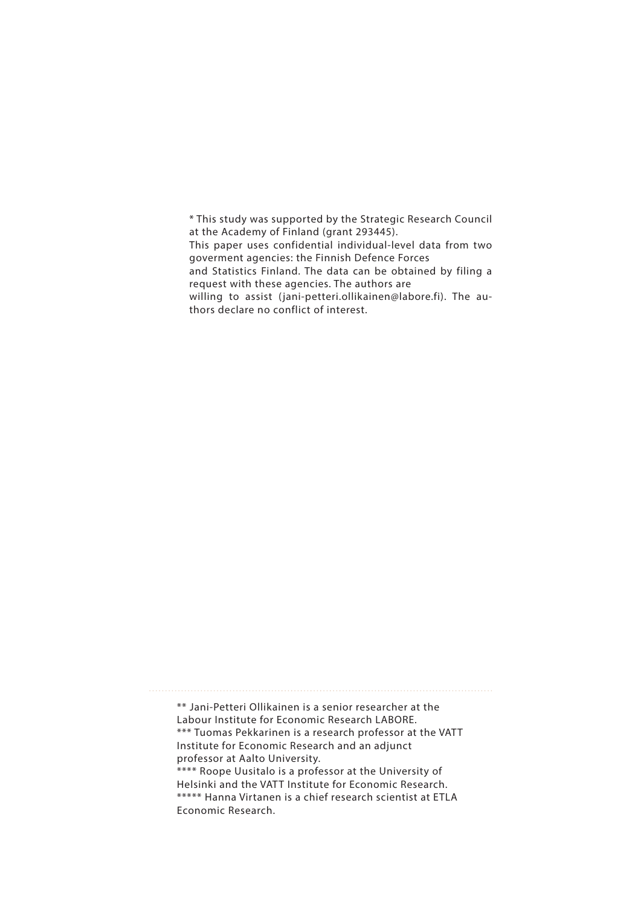* This study was supported by the Strategic Research Council at the Academy of Finland (grant 293445).
This paper uses confidential individual-level data from two goverment agencies: the Finnish Defence Forces
and Statistics Finland. The data can be obtained by filing a request with these agencies. The authors are
willing to assist (jani-petteri.ollikainen@labore.fi). The authors declare no conflict of interest.

---

** Jani-Petteri Ollikainen is a senior researcher at the Labour Institute for Economic Research LABORE.
*** Tuomas Pekkarinen is a research professor at the VATT Institute for Economic Research and an adjunct professor at Aalto University.
**** Roope Uusitalo is a professor at the University of Helsinki and the VATT Institute for Economic Research.
***** Hanna Virtanen is a chief research scientist at ETLA Economic Research.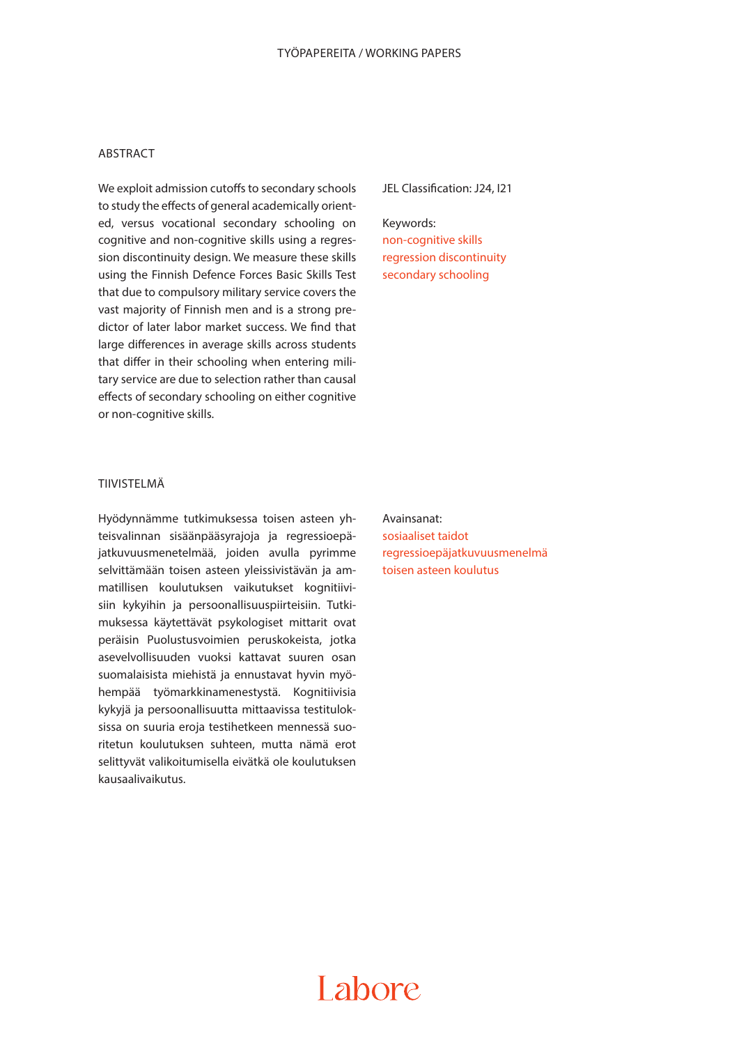## ABSTRACT

We exploit admission cutoffs to secondary schools to study the effects of general academically oriented, versus vocational secondary schooling on cognitive and non-cognitive skills using a regression discontinuity design. We measure these skills using the Finnish Defence Forces Basic Skills Test that due to compulsory military service covers the vast majority of Finnish men and is a strong predictor of later labor market success. We find that large differences in average skills across students that differ in their schooling when entering military service are due to selection rather than causal effects of secondary schooling on either cognitive or non-cognitive skills.

JEL Classification: J24, I21

Keywords:
non-cognitive skills
regression discontinuity
secondary schooling

## TIIVISTELMÄ

Hyödynnämme tutkimuksessa toisen asteen yhteisvalinnan sisäänpääsyrajoja ja regressioepäjatkuvuusmenetelmää, joiden avulla pyrimme selvittämään toisen asteen yleissivistävän ja ammatillisen koulutuksen vaikutukset kognitiivisiin kykyihin ja persoonallisuuspiirteisiin. Tutkimuksessa käytettävät psykologiset mittarit ovat peräisin Puolustusvoimien peruskokeista, jotka asevelvollisuuden vuoksi kattavat suuren osan suomalaisista miehistä ja ennustavat hyvin myöhempää työmarkkinamenestystä. Kognitiivisia kykyjä ja persoonallisuutta mittaavissa testituloksissa on suuria eroja testihetkeen mennessä suoritetun koulutuksen suhteen, mutta nämä erot selittyvät valikoitumisella eivätkä ole koulutuksen kausaalivaikutus.

Avainsanat:
sosiaaliset taidot
regressioepäjatkuvuusmenelmä
toisen asteen koulutus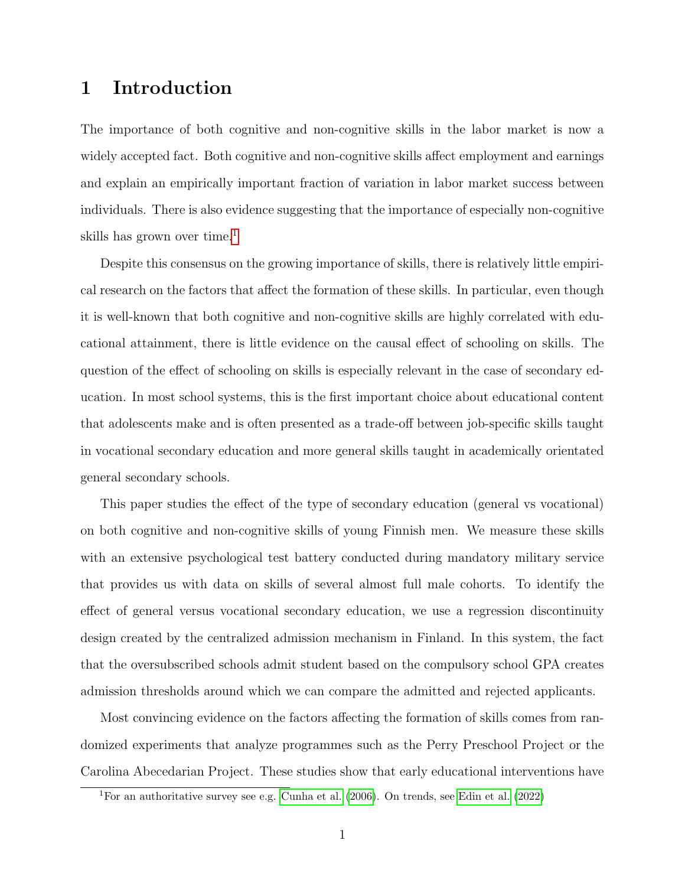# 1 Introduction

The importance of both cognitive and non-cognitive skills in the labor market is now a widely accepted fact. Both cognitive and non-cognitive skills affect employment and earnings and explain an empirically important fraction of variation in labor market success between individuals. There is also evidence suggesting that the importance of especially non-cognitive skills has grown over time.[1]

Despite this consensus on the growing importance of skills, there is relatively little empirical research on the factors that affect the formation of these skills. In particular, even though it is well-known that both cognitive and non-cognitive skills are highly correlated with educational attainment, there is little evidence on the causal effect of schooling on skills. The question of the effect of schooling on skills is especially relevant in the case of secondary education. In most school systems, this is the first important choice about educational content that adolescents make and is often presented as a trade-off between job-specific skills taught in vocational secondary education and more general skills taught in academically orientated general secondary schools.

This paper studies the effect of the type of secondary education (general vs vocational) on both cognitive and non-cognitive skills of young Finnish men. We measure these skills with an extensive psychological test battery conducted during mandatory military service that provides us with data on skills of several almost full male cohorts. To identify the effect of general versus vocational secondary education, we use a regression discontinuity design created by the centralized admission mechanism in Finland. In this system, the fact that the oversubscribed schools admit student based on the compulsory school GPA creates admission thresholds around which we can compare the admitted and rejected applicants.

Most convincing evidence on the factors affecting the formation of skills comes from randomized experiments that analyze programmes such as the Perry Preschool Project or the Carolina Abecedarian Project. These studies show that early educational interventions have

[1] For an authoritative survey see e.g. Cunha et al. (2006). On trends, see Edin et al. (2022)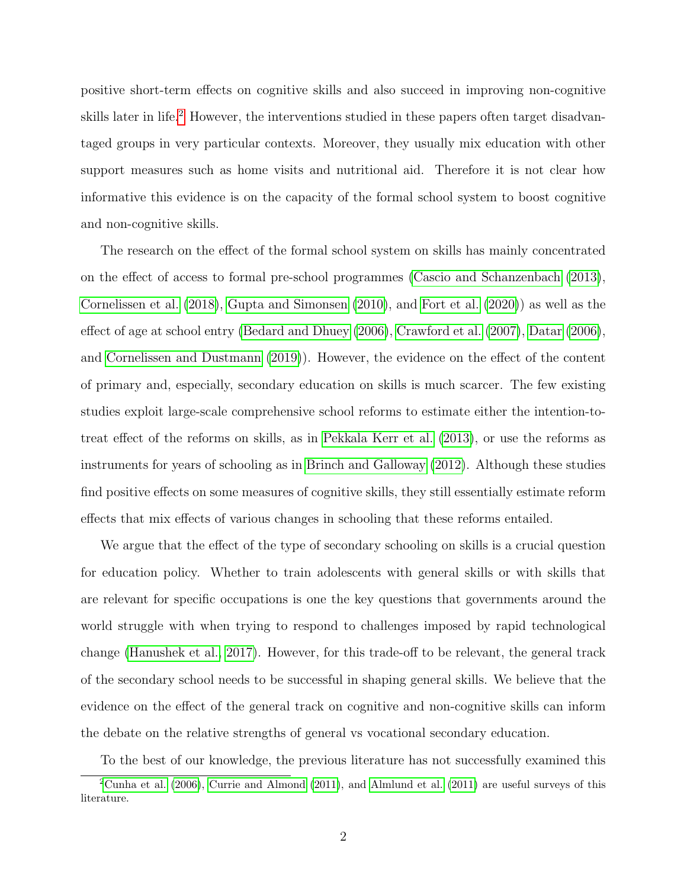positive short-term effects on cognitive skills and also succeed in improving non-cognitive skills later in life.[2] However, the interventions studied in these papers often target disadvantaged groups in very particular contexts. Moreover, they usually mix education with other support measures such as home visits and nutritional aid. Therefore it is not clear how informative this evidence is on the capacity of the formal school system to boost cognitive and non-cognitive skills.

The research on the effect of the formal school system on skills has mainly concentrated on the effect of access to formal pre-school programmes (Cascio and Schanzenbach (2013), Cornelissen et al. (2018), Gupta and Simonsen (2010), and Fort et al. (2020)) as well as the effect of age at school entry (Bedard and Dhuey (2006), Crawford et al. (2007), Datar (2006), and Cornelissen and Dustmann (2019)). However, the evidence on the effect of the content of primary and, especially, secondary education on skills is much scarcer. The few existing studies exploit large-scale comprehensive school reforms to estimate either the intention-to-treat effect of the reforms on skills, as in Pekkala Kerr et al. (2013), or use the reforms as instruments for years of schooling as in Brinch and Galloway (2012). Although these studies find positive effects on some measures of cognitive skills, they still essentially estimate reform effects that mix effects of various changes in schooling that these reforms entailed.

We argue that the effect of the type of secondary schooling on skills is a crucial question for education policy. Whether to train adolescents with general skills or with skills that are relevant for specific occupations is one the key questions that governments around the world struggle with when trying to respond to challenges imposed by rapid technological change (Hanushek et al., 2017). However, for this trade-off to be relevant, the general track of the secondary school needs to be successful in shaping general skills. We believe that the evidence on the effect of the general track on cognitive and non-cognitive skills can inform the debate on the relative strengths of general vs vocational secondary education.

To the best of our knowledge, the previous literature has not successfully examined this

[2] Cunha et al. (2006), Currie and Almond (2011), and Almlund et al. (2011) are useful surveys of this literature.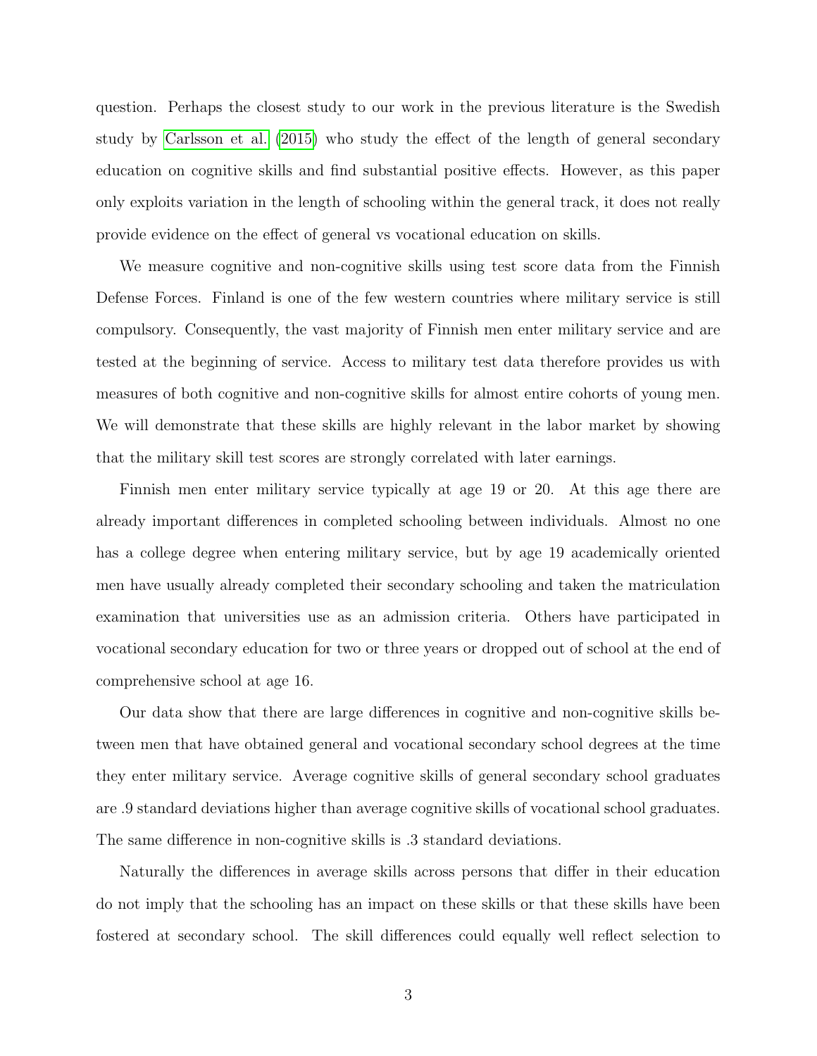question. Perhaps the closest study to our work in the previous literature is the Swedish study by Carlsson et al. (2015) who study the effect of the length of general secondary education on cognitive skills and find substantial positive effects. However, as this paper only exploits variation in the length of schooling within the general track, it does not really provide evidence on the effect of general vs vocational education on skills.

We measure cognitive and non-cognitive skills using test score data from the Finnish Defense Forces. Finland is one of the few western countries where military service is still compulsory. Consequently, the vast majority of Finnish men enter military service and are tested at the beginning of service. Access to military test data therefore provides us with measures of both cognitive and non-cognitive skills for almost entire cohorts of young men. We will demonstrate that these skills are highly relevant in the labor market by showing that the military skill test scores are strongly correlated with later earnings.

Finnish men enter military service typically at age 19 or 20. At this age there are already important differences in completed schooling between individuals. Almost no one has a college degree when entering military service, but by age 19 academically oriented men have usually already completed their secondary schooling and taken the matriculation examination that universities use as an admission criteria. Others have participated in vocational secondary education for two or three years or dropped out of school at the end of comprehensive school at age 16.

Our data show that there are large differences in cognitive and non-cognitive skills between men that have obtained general and vocational secondary school degrees at the time they enter military service. Average cognitive skills of general secondary school graduates are .9 standard deviations higher than average cognitive skills of vocational school graduates. The same difference in non-cognitive skills is .3 standard deviations.

Naturally the differences in average skills across persons that differ in their education do not imply that the schooling has an impact on these skills or that these skills have been fostered at secondary school. The skill differences could equally well reflect selection to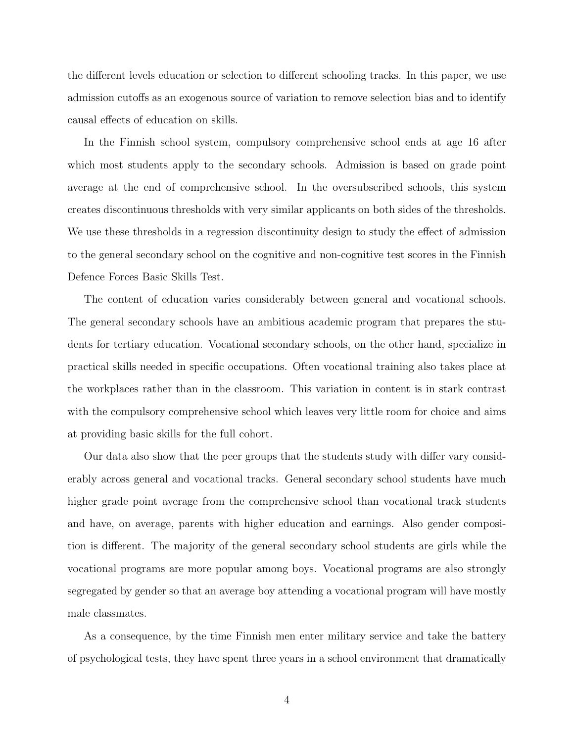the different levels education or selection to different schooling tracks. In this paper, we use admission cutoffs as an exogenous source of variation to remove selection bias and to identify causal effects of education on skills.

In the Finnish school system, compulsory comprehensive school ends at age 16 after which most students apply to the secondary schools. Admission is based on grade point average at the end of comprehensive school. In the oversubscribed schools, this system creates discontinuous thresholds with very similar applicants on both sides of the thresholds. We use these thresholds in a regression discontinuity design to study the effect of admission to the general secondary school on the cognitive and non-cognitive test scores in the Finnish Defence Forces Basic Skills Test.

The content of education varies considerably between general and vocational schools. The general secondary schools have an ambitious academic program that prepares the students for tertiary education. Vocational secondary schools, on the other hand, specialize in practical skills needed in specific occupations. Often vocational training also takes place at the workplaces rather than in the classroom. This variation in content is in stark contrast with the compulsory comprehensive school which leaves very little room for choice and aims at providing basic skills for the full cohort.

Our data also show that the peer groups that the students study with differ vary considerably across general and vocational tracks. General secondary school students have much higher grade point average from the comprehensive school than vocational track students and have, on average, parents with higher education and earnings. Also gender composition is different. The majority of the general secondary school students are girls while the vocational programs are more popular among boys. Vocational programs are also strongly segregated by gender so that an average boy attending a vocational program will have mostly male classmates.

As a consequence, by the time Finnish men enter military service and take the battery of psychological tests, they have spent three years in a school environment that dramatically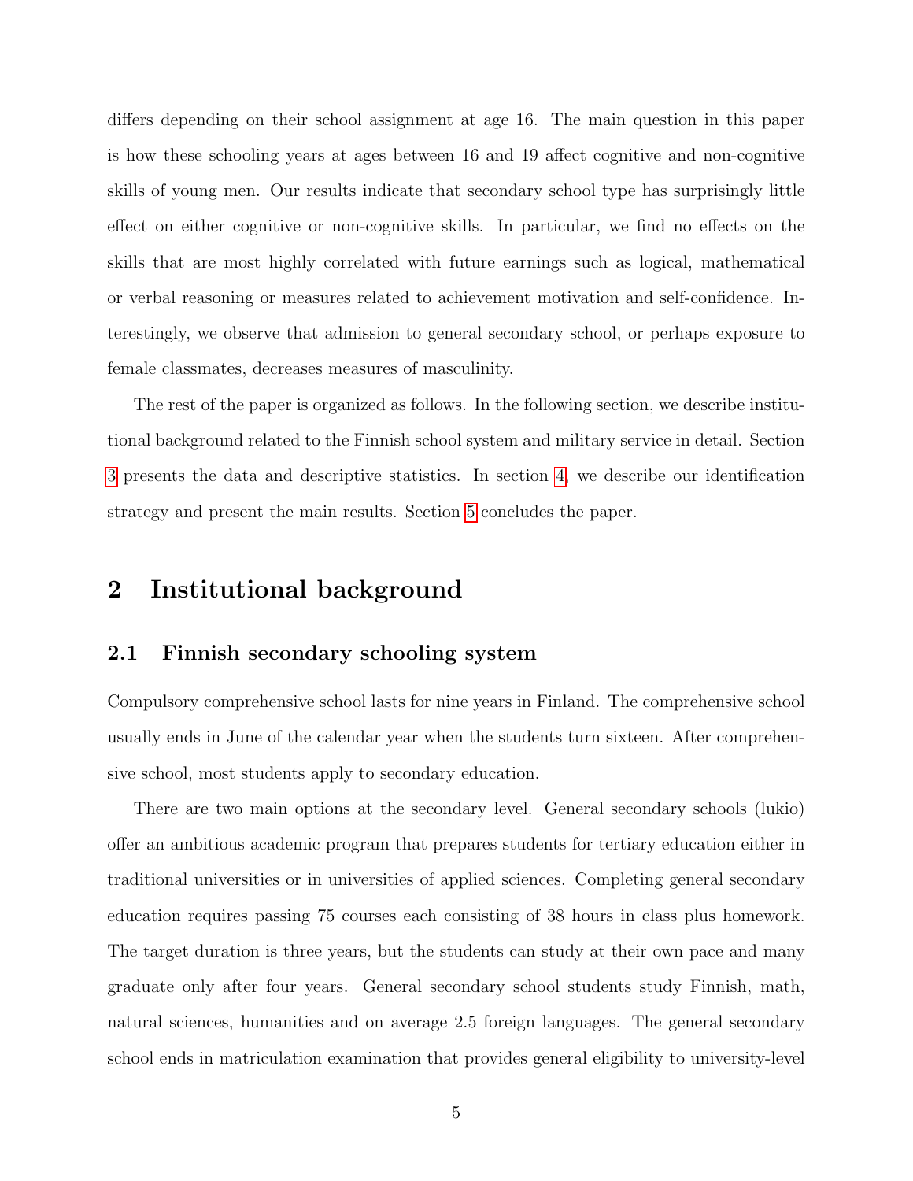differs depending on their school assignment at age 16. The main question in this paper is how these schooling years at ages between 16 and 19 affect cognitive and non-cognitive skills of young men. Our results indicate that secondary school type has surprisingly little effect on either cognitive or non-cognitive skills. In particular, we find no effects on the skills that are most highly correlated with future earnings such as logical, mathematical or verbal reasoning or measures related to achievement motivation and self-confidence. Interestingly, we observe that admission to general secondary school, or perhaps exposure to female classmates, decreases measures of masculinity.

The rest of the paper is organized as follows. In the following section, we describe institutional background related to the Finnish school system and military service in detail. Section 3 presents the data and descriptive statistics. In section 4, we describe our identification strategy and present the main results. Section 5 concludes the paper.

# 2 Institutional background

## 2.1 Finnish secondary schooling system

Compulsory comprehensive school lasts for nine years in Finland. The comprehensive school usually ends in June of the calendar year when the students turn sixteen. After comprehensive school, most students apply to secondary education.

There are two main options at the secondary level. General secondary schools (lukio) offer an ambitious academic program that prepares students for tertiary education either in traditional universities or in universities of applied sciences. Completing general secondary education requires passing 75 courses each consisting of 38 hours in class plus homework. The target duration is three years, but the students can study at their own pace and many graduate only after four years. General secondary school students study Finnish, math, natural sciences, humanities and on average 2.5 foreign languages. The general secondary school ends in matriculation examination that provides general eligibility to university-level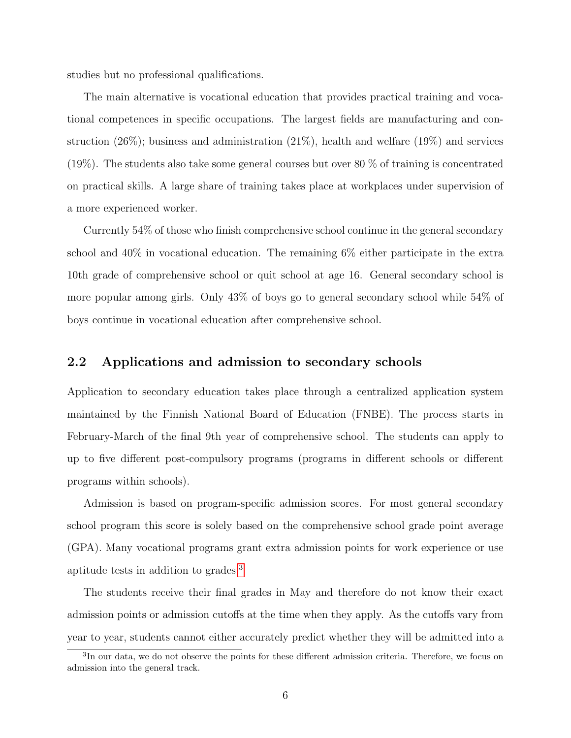studies but no professional qualifications.

The main alternative is vocational education that provides practical training and vocational competences in specific occupations. The largest fields are manufacturing and construction (26%); business and administration (21%), health and welfare (19%) and services (19%). The students also take some general courses but over 80 % of training is concentrated on practical skills. A large share of training takes place at workplaces under supervision of a more experienced worker.

Currently 54% of those who finish comprehensive school continue in the general secondary school and 40% in vocational education. The remaining 6% either participate in the extra 10th grade of comprehensive school or quit school at age 16. General secondary school is more popular among girls. Only 43% of boys go to general secondary school while 54% of boys continue in vocational education after comprehensive school.

## 2.2 Applications and admission to secondary schools

Application to secondary education takes place through a centralized application system maintained by the Finnish National Board of Education (FNBE). The process starts in February-March of the final 9th year of comprehensive school. The students can apply to up to five different post-compulsory programs (programs in different schools or different programs within schools).

Admission is based on program-specific admission scores. For most general secondary school program this score is solely based on the comprehensive school grade point average (GPA). Many vocational programs grant extra admission points for work experience or use aptitude tests in addition to grades.[3]

The students receive their final grades in May and therefore do not know their exact admission points or admission cutoffs at the time when they apply. As the cutoffs vary from year to year, students cannot either accurately predict whether they will be admitted into a

[3] In our data, we do not observe the points for these different admission criteria. Therefore, we focus on admission into the general track.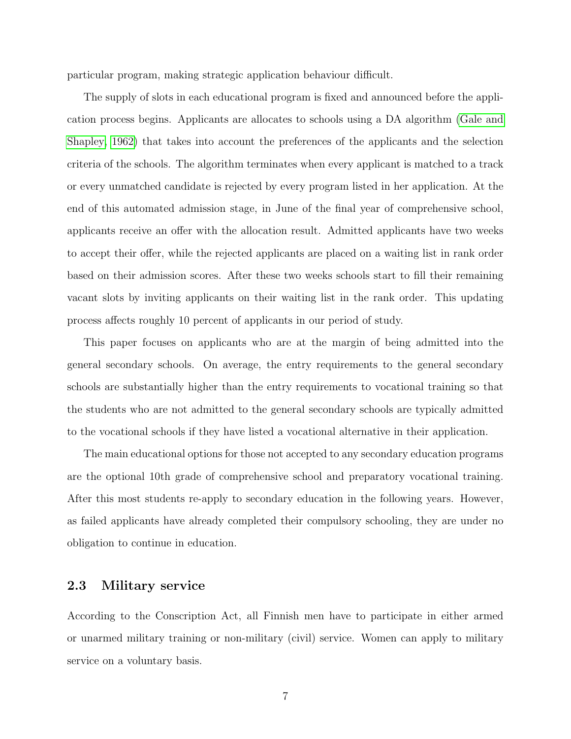particular program, making strategic application behaviour difficult.

The supply of slots in each educational program is fixed and announced before the application process begins. Applicants are allocates to schools using a DA algorithm (Gale and Shapley, 1962) that takes into account the preferences of the applicants and the selection criteria of the schools. The algorithm terminates when every applicant is matched to a track or every unmatched candidate is rejected by every program listed in her application. At the end of this automated admission stage, in June of the final year of comprehensive school, applicants receive an offer with the allocation result. Admitted applicants have two weeks to accept their offer, while the rejected applicants are placed on a waiting list in rank order based on their admission scores. After these two weeks schools start to fill their remaining vacant slots by inviting applicants on their waiting list in the rank order. This updating process affects roughly 10 percent of applicants in our period of study.

This paper focuses on applicants who are at the margin of being admitted into the general secondary schools. On average, the entry requirements to the general secondary schools are substantially higher than the entry requirements to vocational training so that the students who are not admitted to the general secondary schools are typically admitted to the vocational schools if they have listed a vocational alternative in their application.

The main educational options for those not accepted to any secondary education programs are the optional 10th grade of comprehensive school and preparatory vocational training. After this most students re-apply to secondary education in the following years. However, as failed applicants have already completed their compulsory schooling, they are under no obligation to continue in education.

### 2.3 Military service

According to the Conscription Act, all Finnish men have to participate in either armed or unarmed military training or non-military (civil) service. Women can apply to military service on a voluntary basis.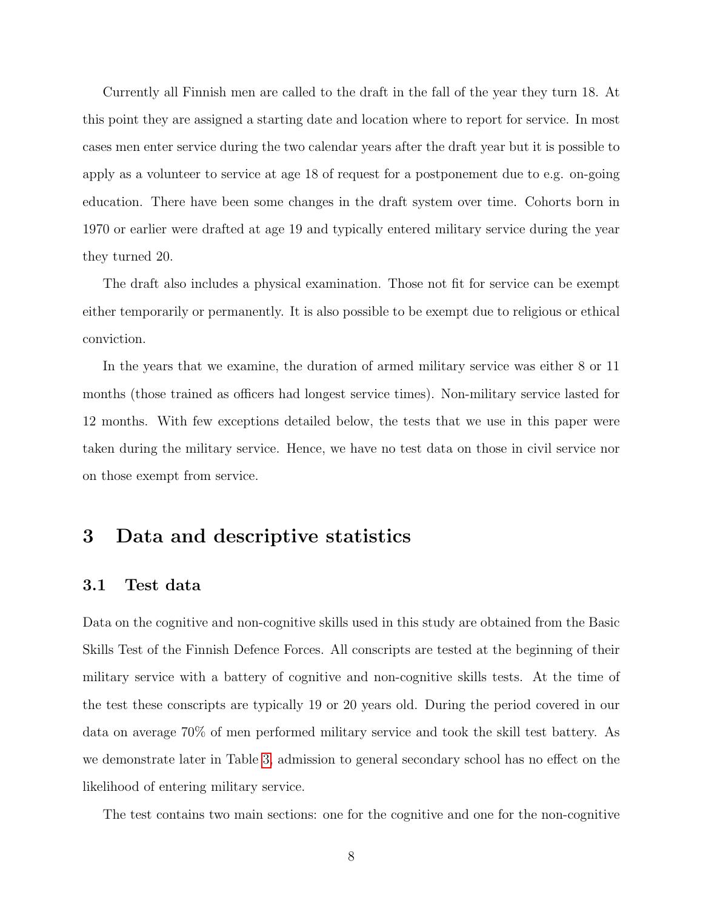Currently all Finnish men are called to the draft in the fall of the year they turn 18. At this point they are assigned a starting date and location where to report for service. In most cases men enter service during the two calendar years after the draft year but it is possible to apply as a volunteer to service at age 18 of request for a postponement due to e.g. on-going education. There have been some changes in the draft system over time. Cohorts born in 1970 or earlier were drafted at age 19 and typically entered military service during the year they turned 20.

The draft also includes a physical examination. Those not fit for service can be exempt either temporarily or permanently. It is also possible to be exempt due to religious or ethical conviction.

In the years that we examine, the duration of armed military service was either 8 or 11 months (those trained as officers had longest service times). Non-military service lasted for 12 months. With few exceptions detailed below, the tests that we use in this paper were taken during the military service. Hence, we have no test data on those in civil service nor on those exempt from service.

## 3 Data and descriptive statistics

### 3.1 Test data

Data on the cognitive and non-cognitive skills used in this study are obtained from the Basic Skills Test of the Finnish Defence Forces. All conscripts are tested at the beginning of their military service with a battery of cognitive and non-cognitive skills tests. At the time of the test these conscripts are typically 19 or 20 years old. During the period covered in our data on average 70% of men performed military service and took the skill test battery. As we demonstrate later in Table 3, admission to general secondary school has no effect on the likelihood of entering military service.

The test contains two main sections: one for the cognitive and one for the non-cognitive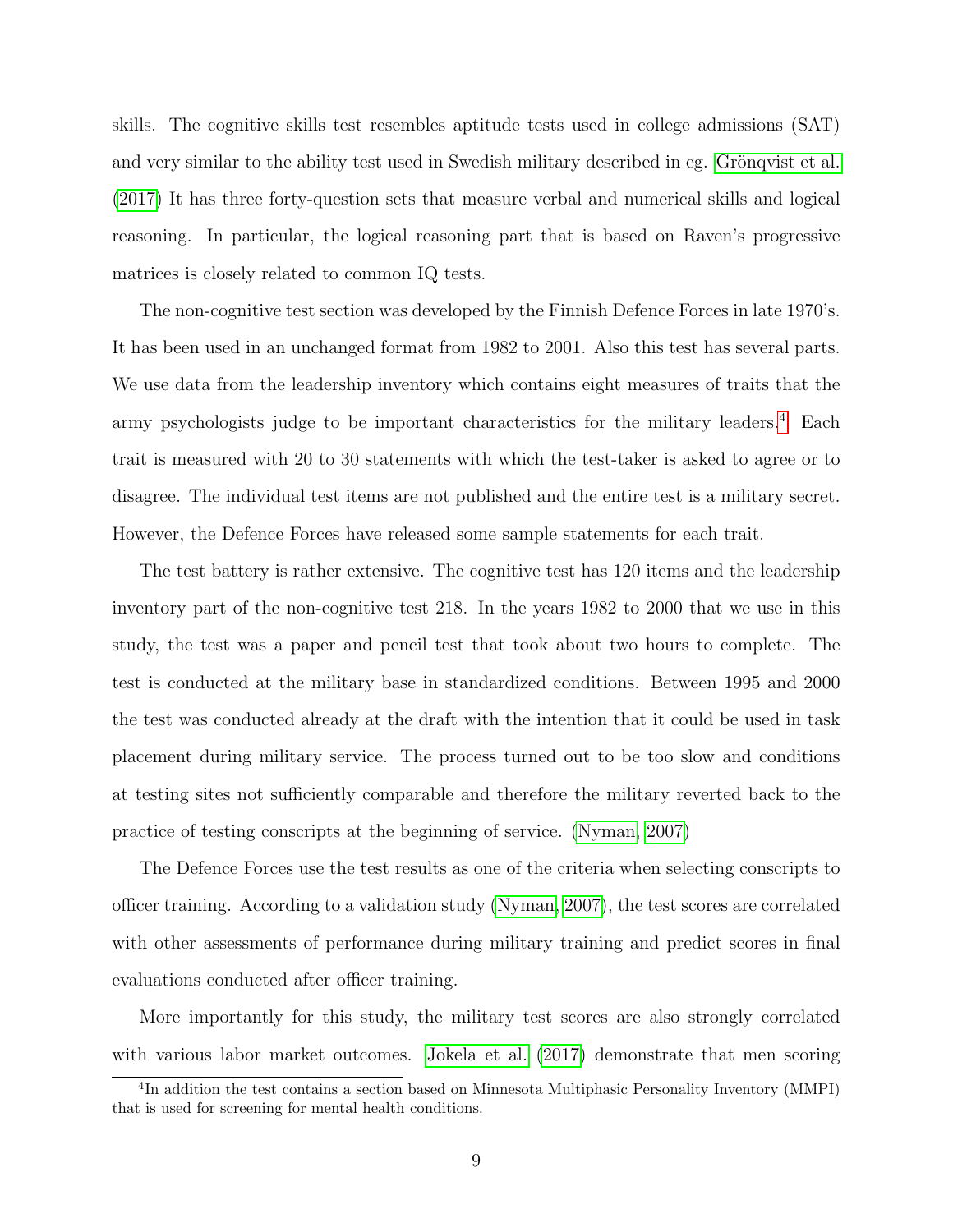skills. The cognitive skills test resembles aptitude tests used in college admissions (SAT) and very similar to the ability test used in Swedish military described in eg. Grönqvist et al. (2017) It has three forty-question sets that measure verbal and numerical skills and logical reasoning. In particular, the logical reasoning part that is based on Raven's progressive matrices is closely related to common IQ tests.

The non-cognitive test section was developed by the Finnish Defence Forces in late 1970's. It has been used in an unchanged format from 1982 to 2001. Also this test has several parts. We use data from the leadership inventory which contains eight measures of traits that the army psychologists judge to be important characteristics for the military leaders.[4] Each trait is measured with 20 to 30 statements with which the test-taker is asked to agree or to disagree. The individual test items are not published and the entire test is a military secret. However, the Defence Forces have released some sample statements for each trait.

The test battery is rather extensive. The cognitive test has 120 items and the leadership inventory part of the non-cognitive test 218. In the years 1982 to 2000 that we use in this study, the test was a paper and pencil test that took about two hours to complete. The test is conducted at the military base in standardized conditions. Between 1995 and 2000 the test was conducted already at the draft with the intention that it could be used in task placement during military service. The process turned out to be too slow and conditions at testing sites not sufficiently comparable and therefore the military reverted back to the practice of testing conscripts at the beginning of service. (Nyman, 2007)

The Defence Forces use the test results as one of the criteria when selecting conscripts to officer training. According to a validation study (Nyman, 2007), the test scores are correlated with other assessments of performance during military training and predict scores in final evaluations conducted after officer training.

More importantly for this study, the military test scores are also strongly correlated with various labor market outcomes. Jokela et al. (2017) demonstrate that men scoring

[4] In addition the test contains a section based on Minnesota Multiphasic Personality Inventory (MMPI) that is used for screening for mental health conditions.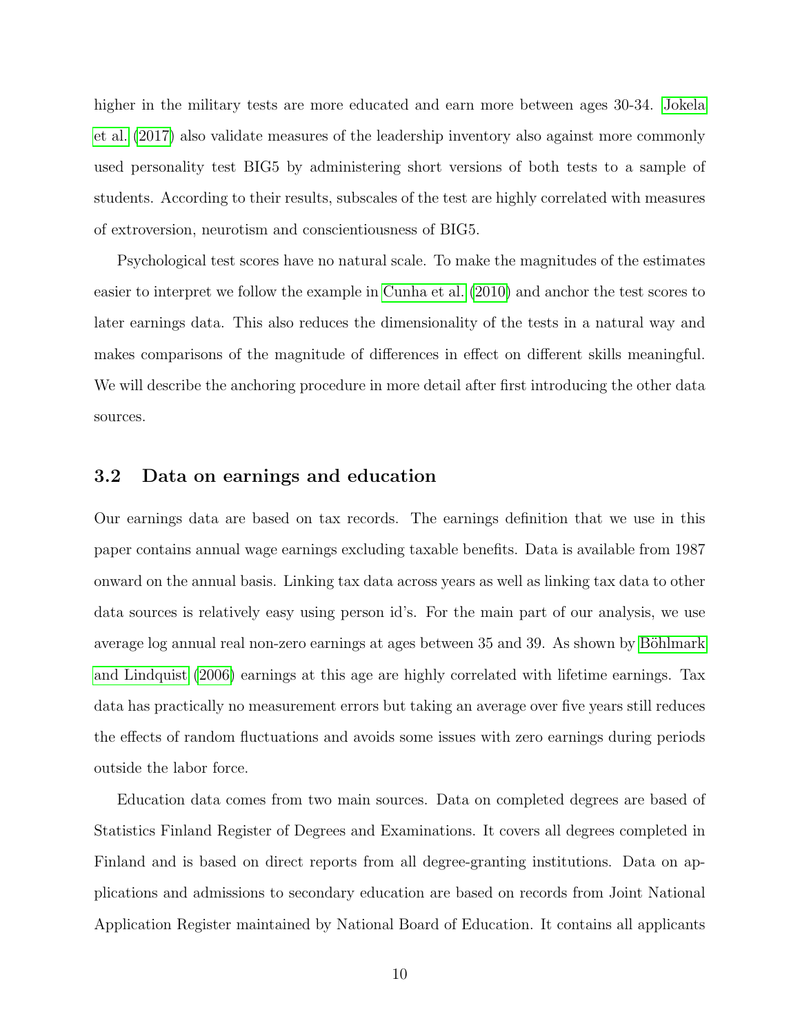higher in the military tests are more educated and earn more between ages 30-34. Jokela et al. (2017) also validate measures of the leadership inventory also against more commonly used personality test BIG5 by administering short versions of both tests to a sample of students. According to their results, subscales of the test are highly correlated with measures of extroversion, neurotism and conscientiousness of BIG5.

Psychological test scores have no natural scale. To make the magnitudes of the estimates easier to interpret we follow the example in Cunha et al. (2010) and anchor the test scores to later earnings data. This also reduces the dimensionality of the tests in a natural way and makes comparisons of the magnitude of differences in effect on different skills meaningful. We will describe the anchoring procedure in more detail after first introducing the other data sources.

### 3.2 Data on earnings and education

Our earnings data are based on tax records. The earnings definition that we use in this paper contains annual wage earnings excluding taxable benefits. Data is available from 1987 onward on the annual basis. Linking tax data across years as well as linking tax data to other data sources is relatively easy using person id's. For the main part of our analysis, we use average log annual real non-zero earnings at ages between 35 and 39. As shown by Böhlmark and Lindquist (2006) earnings at this age are highly correlated with lifetime earnings. Tax data has practically no measurement errors but taking an average over five years still reduces the effects of random fluctuations and avoids some issues with zero earnings during periods outside the labor force.

Education data comes from two main sources. Data on completed degrees are based of Statistics Finland Register of Degrees and Examinations. It covers all degrees completed in Finland and is based on direct reports from all degree-granting institutions. Data on applications and admissions to secondary education are based on records from Joint National Application Register maintained by National Board of Education. It contains all applicants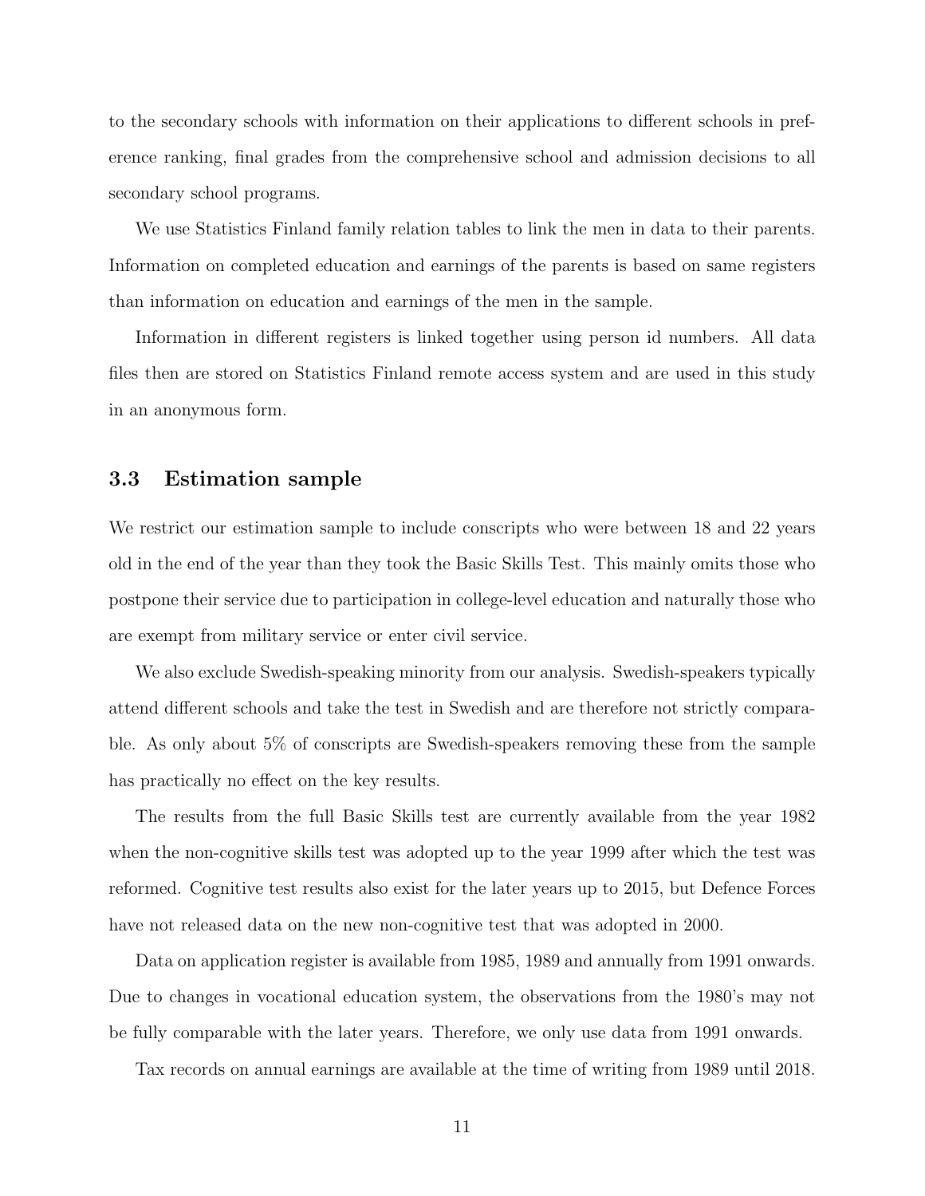to the secondary schools with information on their applications to different schools in preference ranking, final grades from the comprehensive school and admission decisions to all secondary school programs.

We use Statistics Finland family relation tables to link the men in data to their parents. Information on completed education and earnings of the parents is based on same registers than information on education and earnings of the men in the sample.

Information in different registers is linked together using person id numbers. All data files then are stored on Statistics Finland remote access system and are used in this study in an anonymous form.

### 3.3 Estimation sample

We restrict our estimation sample to include conscripts who were between 18 and 22 years old in the end of the year than they took the Basic Skills Test. This mainly omits those who postpone their service due to participation in college-level education and naturally those who are exempt from military service or enter civil service.

We also exclude Swedish-speaking minority from our analysis. Swedish-speakers typically attend different schools and take the test in Swedish and are therefore not strictly comparable. As only about 5% of conscripts are Swedish-speakers removing these from the sample has practically no effect on the key results.

The results from the full Basic Skills test are currently available from the year 1982 when the non-cognitive skills test was adopted up to the year 1999 after which the test was reformed. Cognitive test results also exist for the later years up to 2015, but Defence Forces have not released data on the new non-cognitive test that was adopted in 2000.

Data on application register is available from 1985, 1989 and annually from 1991 onwards. Due to changes in vocational education system, the observations from the 1980's may not be fully comparable with the later years. Therefore, we only use data from 1991 onwards.

Tax records on annual earnings are available at the time of writing from 1989 until 2018.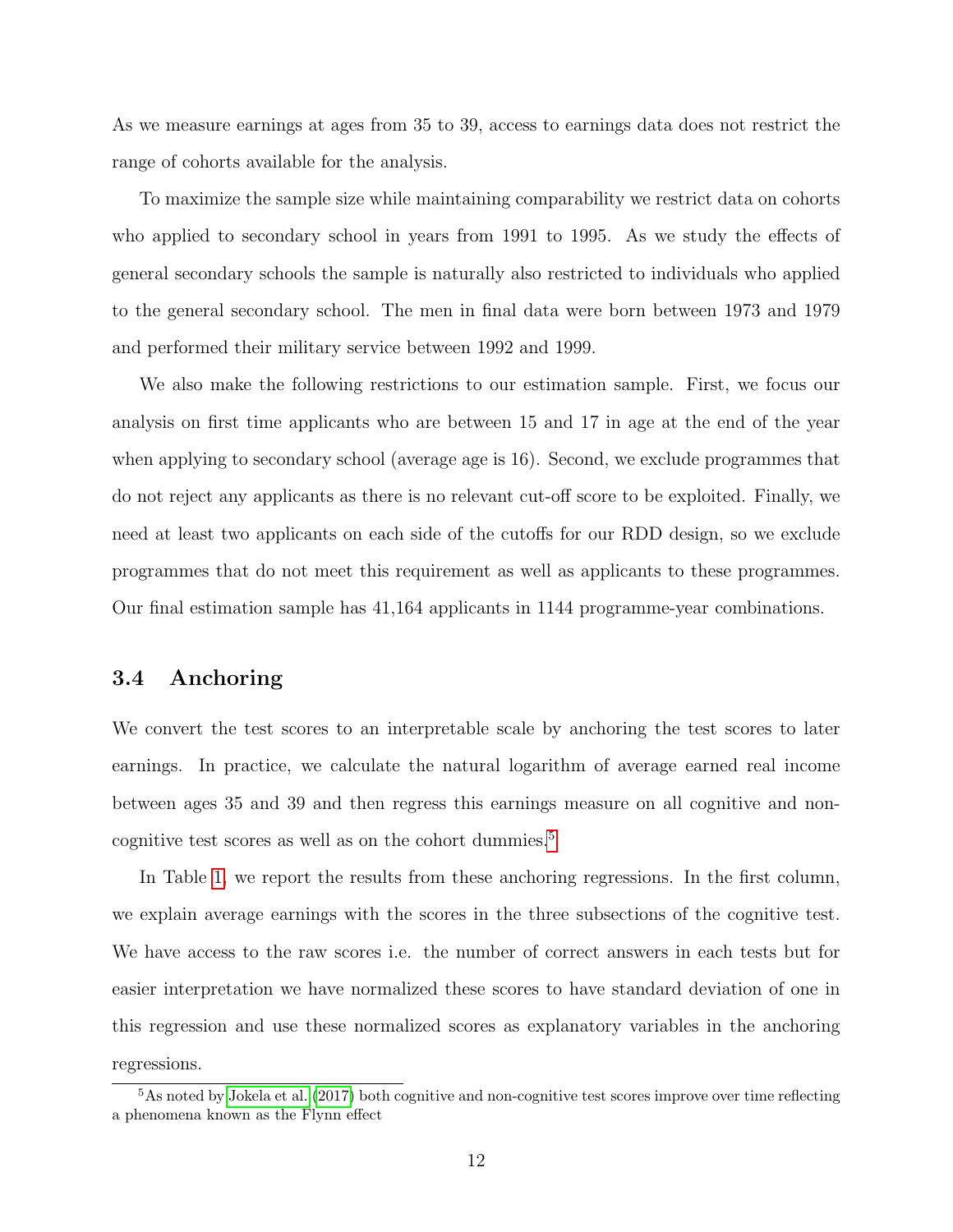As we measure earnings at ages from 35 to 39, access to earnings data does not restrict the range of cohorts available for the analysis.

To maximize the sample size while maintaining comparability we restrict data on cohorts who applied to secondary school in years from 1991 to 1995. As we study the effects of general secondary schools the sample is naturally also restricted to individuals who applied to the general secondary school. The men in final data were born between 1973 and 1979 and performed their military service between 1992 and 1999.

We also make the following restrictions to our estimation sample. First, we focus our analysis on first time applicants who are between 15 and 17 in age at the end of the year when applying to secondary school (average age is 16). Second, we exclude programmes that do not reject any applicants as there is no relevant cut-off score to be exploited. Finally, we need at least two applicants on each side of the cutoffs for our RDD design, so we exclude programmes that do not meet this requirement as well as applicants to these programmes. Our final estimation sample has 41,164 applicants in 1144 programme-year combinations.

### 3.4 Anchoring

We convert the test scores to an interpretable scale by anchoring the test scores to later earnings. In practice, we calculate the natural logarithm of average earned real income between ages 35 and 39 and then regress this earnings measure on all cognitive and non-cognitive test scores as well as on the cohort dummies.[5]

In Table 1, we report the results from these anchoring regressions. In the first column, we explain average earnings with the scores in the three subsections of the cognitive test. We have access to the raw scores i.e. the number of correct answers in each tests but for easier interpretation we have normalized these scores to have standard deviation of one in this regression and use these normalized scores as explanatory variables in the anchoring regressions.

[5] As noted by Jokela et al. (2017) both cognitive and non-cognitive test scores improve over time reflecting a phenomena known as the Flynn effect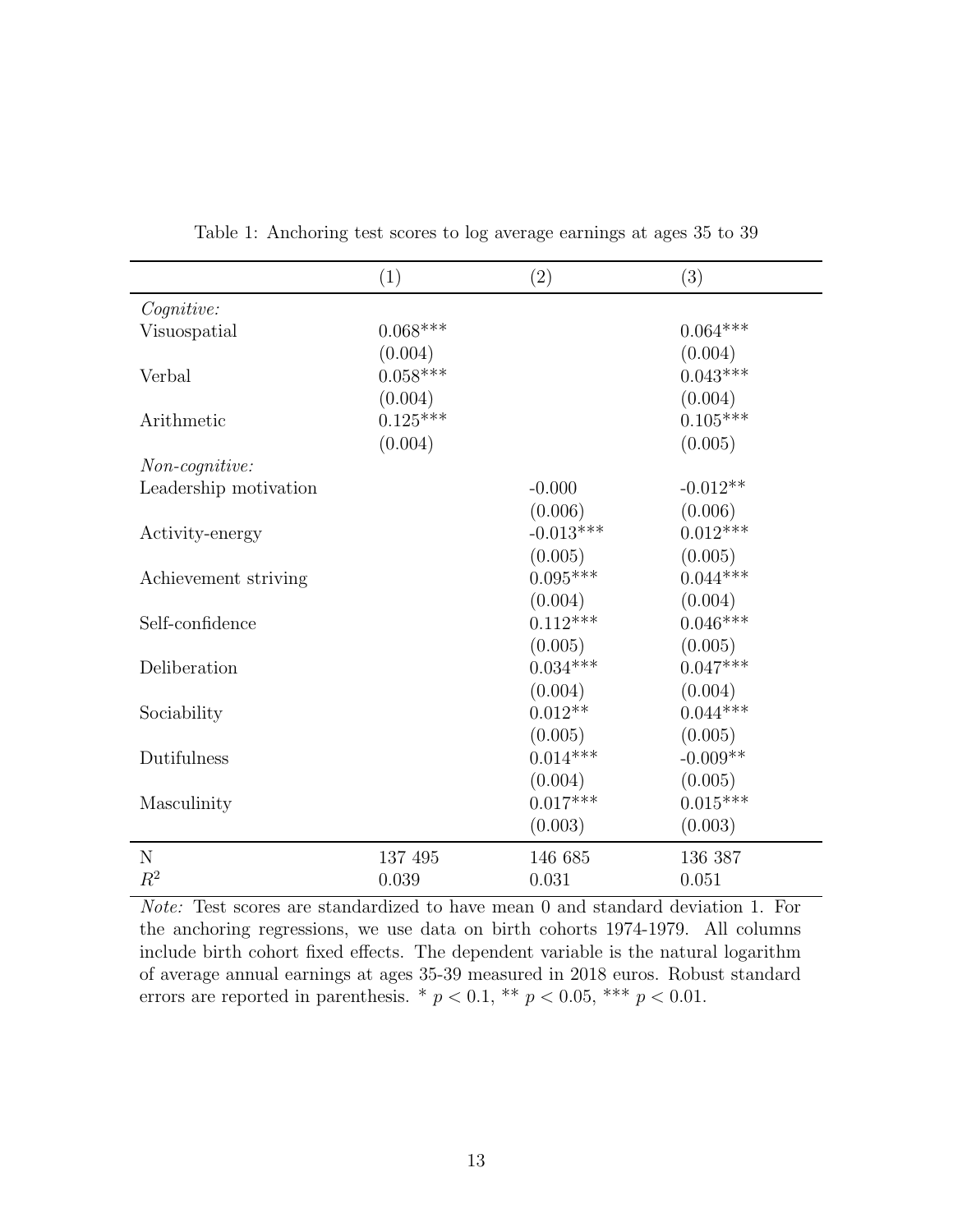Table 1: Anchoring test scores to log average earnings at ages 35 to 39

| | (1) | (2) | (3) |
|---|---|---|---|
| *Cognitive:* | | | |
| Visuospatial | 0.068*** | | 0.064*** |
| | (0.004) | | (0.004) |
| Verbal | 0.058*** | | 0.043*** |
| | (0.004) | | (0.004) |
| Arithmetic | 0.125*** | | 0.105*** |
| | (0.004) | | (0.005) |
| *Non-cognitive:* | | | |
| Leadership motivation | | -0.000 | -0.012** |
| | | (0.006) | (0.006) |
| Activity-energy | | -0.013*** | 0.012*** |
| | | (0.005) | (0.005) |
| Achievement striving | | 0.095*** | 0.044*** |
| | | (0.004) | (0.004) |
| Self-confidence | | 0.112*** | 0.046*** |
| | | (0.005) | (0.005) |
| Deliberation | | 0.034*** | 0.047*** |
| | | (0.004) | (0.004) |
| Sociability | | 0.012** | 0.044*** |
| | | (0.005) | (0.005) |
| Dutifulness | | 0.014*** | -0.009** |
| | | (0.004) | (0.005) |
| Masculinity | | 0.017*** | 0.015*** |
| | | (0.003) | (0.003) |
| N | 137 495 | 146 685 | 136 387 |
| $R^2$ | 0.039 | 0.031 | 0.051 |

*Note:* Test scores are standardized to have mean 0 and standard deviation 1. For the anchoring regressions, we use data on birth cohorts 1974-1979. All columns include birth cohort fixed effects. The dependent variable is the natural logarithm of average annual earnings at ages 35-39 measured in 2018 euros. Robust standard errors are reported in parenthesis. * $p < 0.1$, ** $p < 0.05$, *** $p < 0.01$.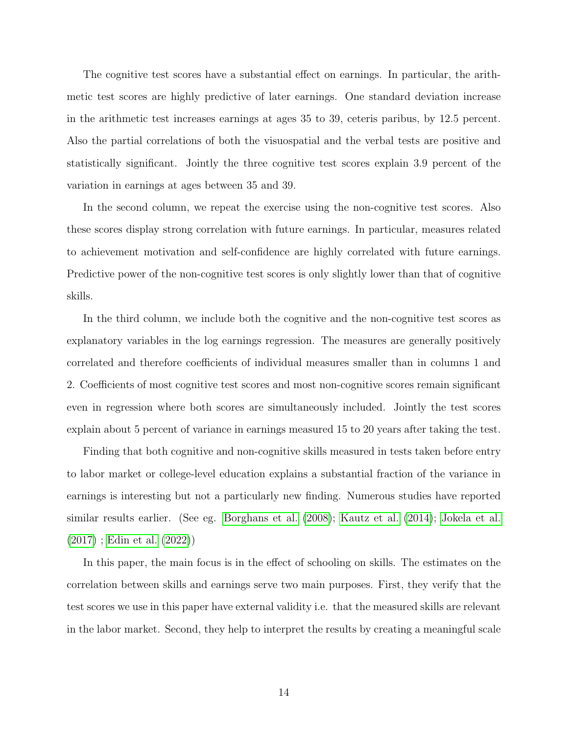The cognitive test scores have a substantial effect on earnings. In particular, the arithmetic test scores are highly predictive of later earnings. One standard deviation increase in the arithmetic test increases earnings at ages 35 to 39, ceteris paribus, by 12.5 percent. Also the partial correlations of both the visuospatial and the verbal tests are positive and statistically significant. Jointly the three cognitive test scores explain 3.9 percent of the variation in earnings at ages between 35 and 39.

In the second column, we repeat the exercise using the non-cognitive test scores. Also these scores display strong correlation with future earnings. In particular, measures related to achievement motivation and self-confidence are highly correlated with future earnings. Predictive power of the non-cognitive test scores is only slightly lower than that of cognitive skills.

In the third column, we include both the cognitive and the non-cognitive test scores as explanatory variables in the log earnings regression. The measures are generally positively correlated and therefore coefficients of individual measures smaller than in columns 1 and 2. Coefficients of most cognitive test scores and most non-cognitive scores remain significant even in regression where both scores are simultaneously included. Jointly the test scores explain about 5 percent of variance in earnings measured 15 to 20 years after taking the test.

Finding that both cognitive and non-cognitive skills measured in tests taken before entry to labor market or college-level education explains a substantial fraction of the variance in earnings is interesting but not a particularly new finding. Numerous studies have reported similar results earlier. (See eg. Borghans et al. (2008); Kautz et al. (2014); Jokela et al. (2017) ; Edin et al. (2022))

In this paper, the main focus is in the effect of schooling on skills. The estimates on the correlation between skills and earnings serve two main purposes. First, they verify that the test scores we use in this paper have external validity i.e. that the measured skills are relevant in the labor market. Second, they help to interpret the results by creating a meaningful scale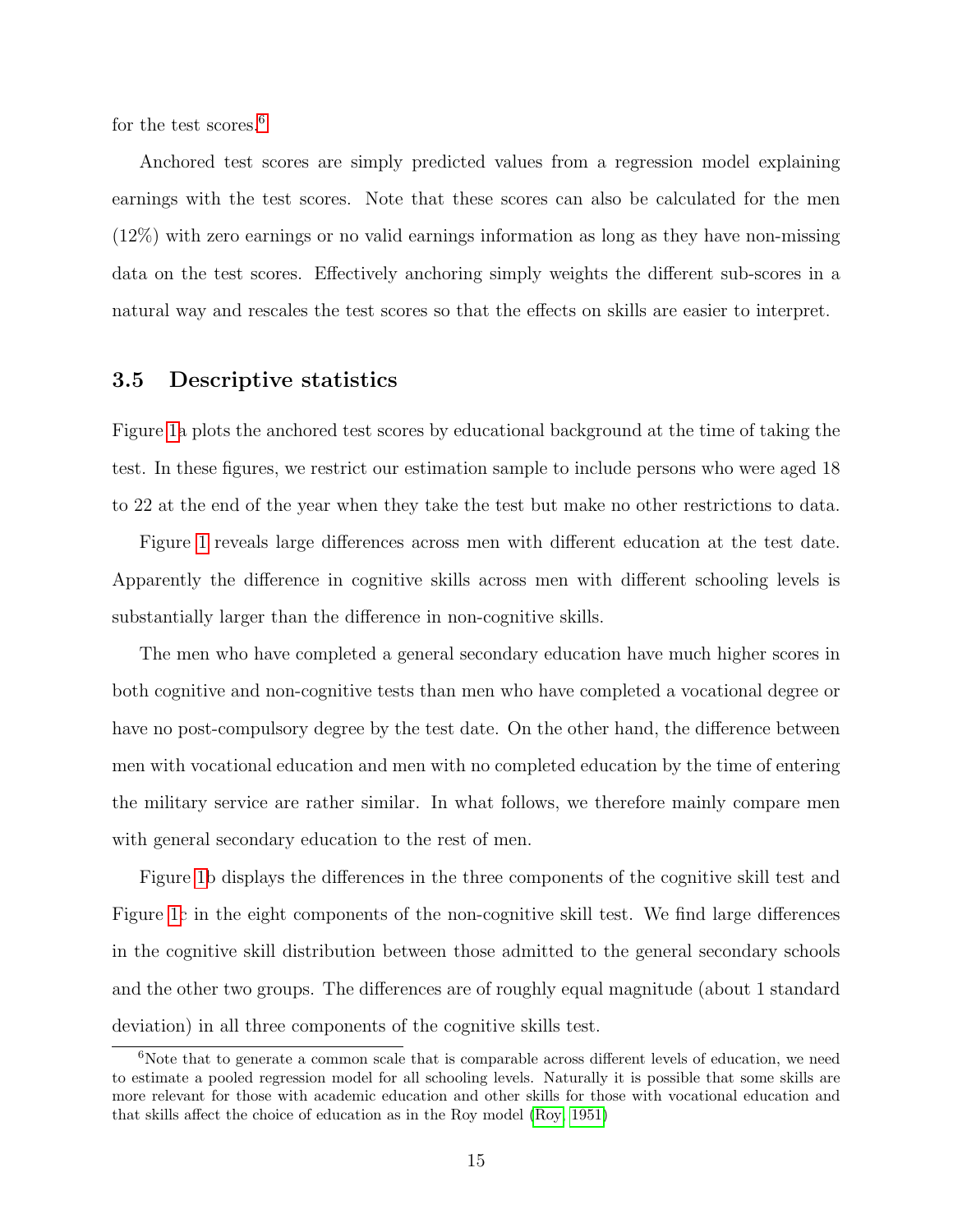for the test scores.[6]

Anchored test scores are simply predicted values from a regression model explaining earnings with the test scores. Note that these scores can also be calculated for the men (12%) with zero earnings or no valid earnings information as long as they have non-missing data on the test scores. Effectively anchoring simply weights the different sub-scores in a natural way and rescales the test scores so that the effects on skills are easier to interpret.

### 3.5 Descriptive statistics

Figure 1a plots the anchored test scores by educational background at the time of taking the test. In these figures, we restrict our estimation sample to include persons who were aged 18 to 22 at the end of the year when they take the test but make no other restrictions to data.

Figure 1 reveals large differences across men with different education at the test date. Apparently the difference in cognitive skills across men with different schooling levels is substantially larger than the difference in non-cognitive skills.

The men who have completed a general secondary education have much higher scores in both cognitive and non-cognitive tests than men who have completed a vocational degree or have no post-compulsory degree by the test date. On the other hand, the difference between men with vocational education and men with no completed education by the time of entering the military service are rather similar. In what follows, we therefore mainly compare men with general secondary education to the rest of men.

Figure 1b displays the differences in the three components of the cognitive skill test and Figure 1c in the eight components of the non-cognitive skill test. We find large differences in the cognitive skill distribution between those admitted to the general secondary schools and the other two groups. The differences are of roughly equal magnitude (about 1 standard deviation) in all three components of the cognitive skills test.

[6]Note that to generate a common scale that is comparable across different levels of education, we need to estimate a pooled regression model for all schooling levels. Naturally it is possible that some skills are more relevant for those with academic education and other skills for those with vocational education and that skills affect the choice of education as in the Roy model (Roy, 1951)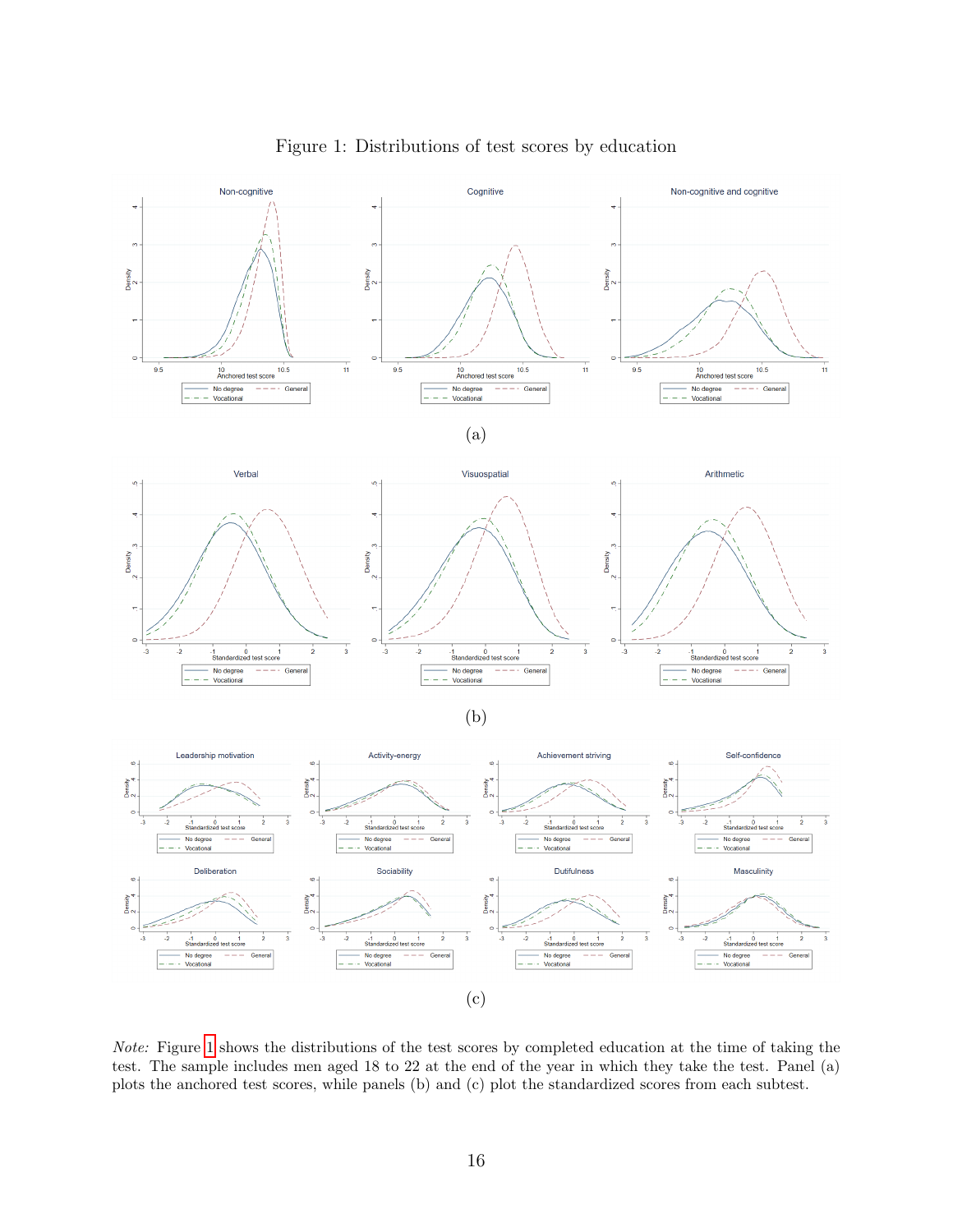Figure 1: Distributions of test scores by education

(a)

(b)

(c)

*Note:* Figure 1 shows the distributions of the test scores by completed education at the time of taking the test. The sample includes men aged 18 to 22 at the end of the year in which they take the test. Panel (a) plots the anchored test scores, while panels (b) and (c) plot the standardized scores from each subtest.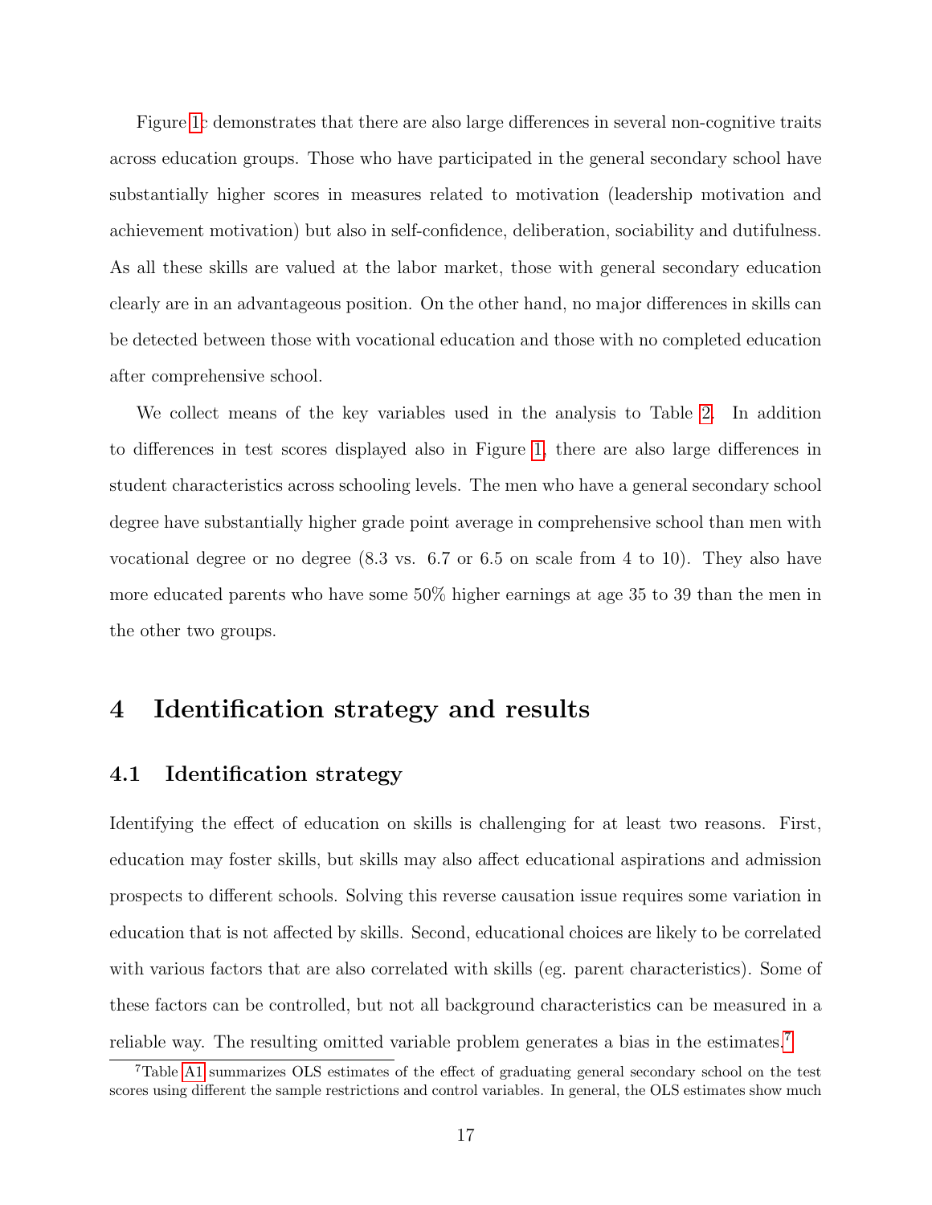Figure 1c demonstrates that there are also large differences in several non-cognitive traits across education groups. Those who have participated in the general secondary school have substantially higher scores in measures related to motivation (leadership motivation and achievement motivation) but also in self-confidence, deliberation, sociability and dutifulness. As all these skills are valued at the labor market, those with general secondary education clearly are in an advantageous position. On the other hand, no major differences in skills can be detected between those with vocational education and those with no completed education after comprehensive school.

We collect means of the key variables used in the analysis to Table 2. In addition to differences in test scores displayed also in Figure 1, there are also large differences in student characteristics across schooling levels. The men who have a general secondary school degree have substantially higher grade point average in comprehensive school than men with vocational degree or no degree (8.3 vs. 6.7 or 6.5 on scale from 4 to 10). They also have more educated parents who have some 50% higher earnings at age 35 to 39 than the men in the other two groups.

# 4 Identification strategy and results

## 4.1 Identification strategy

Identifying the effect of education on skills is challenging for at least two reasons. First, education may foster skills, but skills may also affect educational aspirations and admission prospects to different schools. Solving this reverse causation issue requires some variation in education that is not affected by skills. Second, educational choices are likely to be correlated with various factors that are also correlated with skills (eg. parent characteristics). Some of these factors can be controlled, but not all background characteristics can be measured in a reliable way. The resulting omitted variable problem generates a bias in the estimates.[7]

[7] Table A1 summarizes OLS estimates of the effect of graduating general secondary school on the test scores using different the sample restrictions and control variables. In general, the OLS estimates show much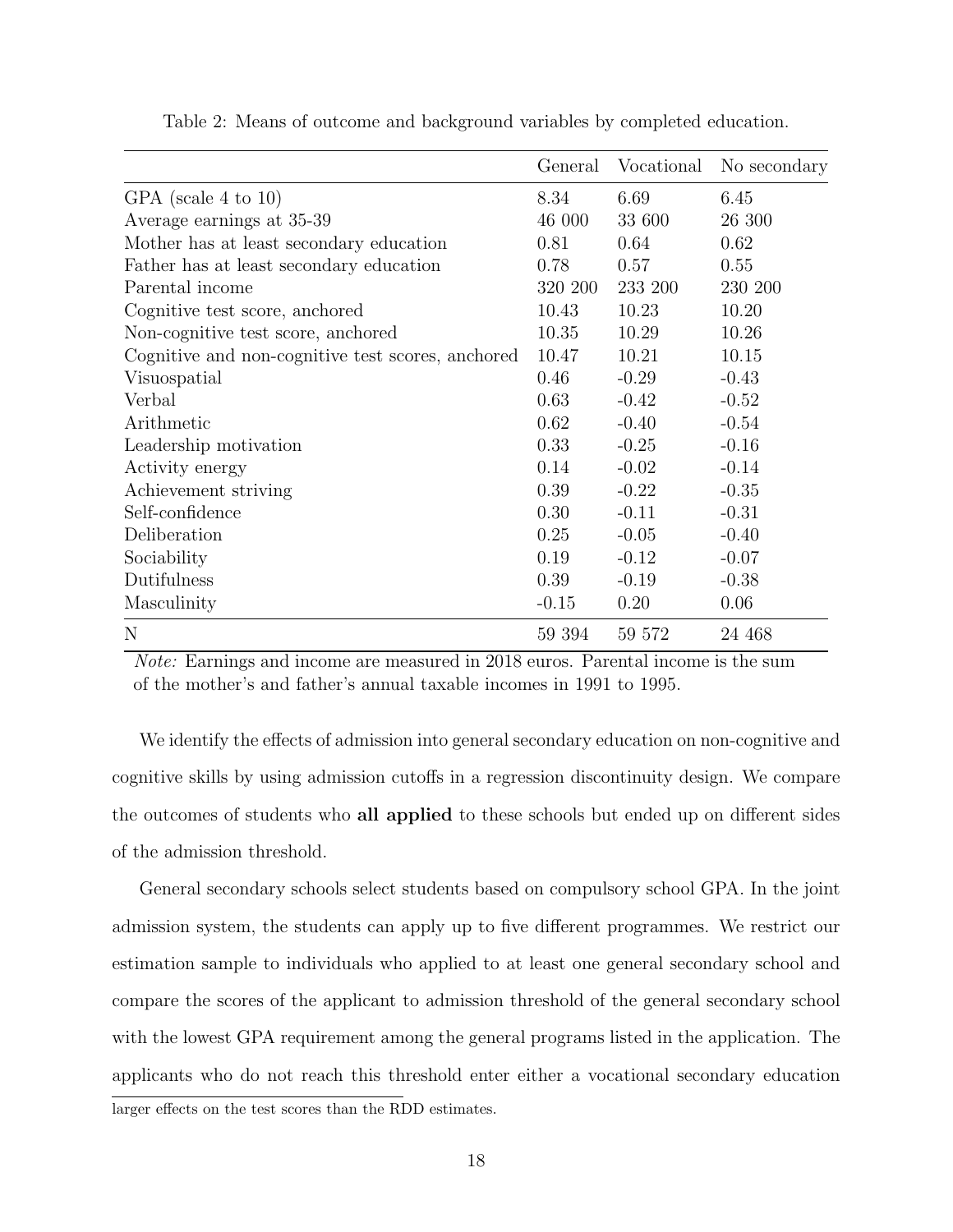Table 2: Means of outcome and background variables by completed education.

| | General | Vocational | No secondary |
|---|---|---|---|
| GPA (scale 4 to 10) | 8.34 | 6.69 | 6.45 |
| Average earnings at 35-39 | 46 000 | 33 600 | 26 300 |
| Mother has at least secondary education | 0.81 | 0.64 | 0.62 |
| Father has at least secondary education | 0.78 | 0.57 | 0.55 |
| Parental income | 320 200 | 233 200 | 230 200 |
| Cognitive test score, anchored | 10.43 | 10.23 | 10.20 |
| Non-cognitive test score, anchored | 10.35 | 10.29 | 10.26 |
| Cognitive and non-cognitive test scores, anchored | 10.47 | 10.21 | 10.15 |
| Visuospatial | 0.46 | -0.29 | -0.43 |
| Verbal | 0.63 | -0.42 | -0.52 |
| Arithmetic | 0.62 | -0.40 | -0.54 |
| Leadership motivation | 0.33 | -0.25 | -0.16 |
| Activity energy | 0.14 | -0.02 | -0.14 |
| Achievement striving | 0.39 | -0.22 | -0.35 |
| Self-confidence | 0.30 | -0.11 | -0.31 |
| Deliberation | 0.25 | -0.05 | -0.40 |
| Sociability | 0.19 | -0.12 | -0.07 |
| Dutifulness | 0.39 | -0.19 | -0.38 |
| Masculinity | -0.15 | 0.20 | 0.06 |
| N | 59 394 | 59 572 | 24 468 |

*Note:* Earnings and income are measured in 2018 euros. Parental income is the sum of the mother's and father's annual taxable incomes in 1991 to 1995.

We identify the effects of admission into general secondary education on non-cognitive and cognitive skills by using admission cutoffs in a regression discontinuity design. We compare the outcomes of students who **all applied** to these schools but ended up on different sides of the admission threshold.

General secondary schools select students based on compulsory school GPA. In the joint admission system, the students can apply up to five different programmes. We restrict our estimation sample to individuals who applied to at least one general secondary school and compare the scores of the applicant to admission threshold of the general secondary school with the lowest GPA requirement among the general programs listed in the application. The applicants who do not reach this threshold enter either a vocational secondary education

larger effects on the test scores than the RDD estimates.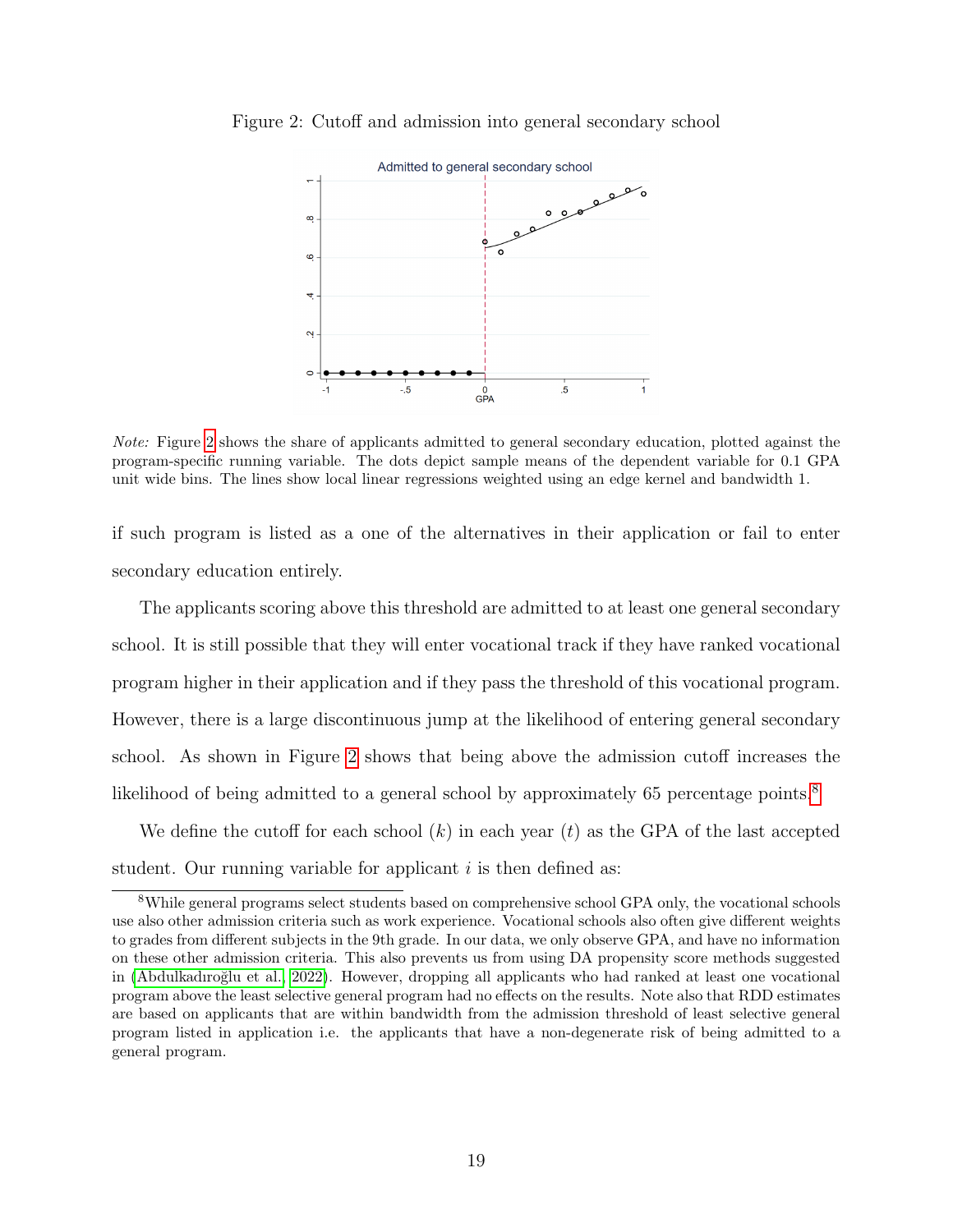Figure 2: Cutoff and admission into general secondary school

*Note:* Figure 2 shows the share of applicants admitted to general secondary education, plotted against the program-specific running variable. The dots depict sample means of the dependent variable for 0.1 GPA unit wide bins. The lines show local linear regressions weighted using an edge kernel and bandwidth 1.

if such program is listed as a one of the alternatives in their application or fail to enter secondary education entirely.

The applicants scoring above this threshold are admitted to at least one general secondary school. It is still possible that they will enter vocational track if they have ranked vocational program higher in their application and if they pass the threshold of this vocational program. However, there is a large discontinuous jump at the likelihood of entering general secondary school. As shown in Figure 2 shows that being above the admission cutoff increases the likelihood of being admitted to a general school by approximately 65 percentage points.[8]

We define the cutoff for each school ($k$) in each year ($t$) as the GPA of the last accepted student. Our running variable for applicant $i$ is then defined as:

[8] While general programs select students based on comprehensive school GPA only, the vocational schools use also other admission criteria such as work experience. Vocational schools also often give different weights to grades from different subjects in the 9th grade. In our data, we only observe GPA, and have no information on these other admission criteria. This also prevents us from using DA propensity score methods suggested in (Abdulkadıroğlu et al., 2022). However, dropping all applicants who had ranked at least one vocational program above the least selective general program had no effects on the results. Note also that RDD estimates are based on applicants that are within bandwidth from the admission threshold of least selective general program listed in application i.e. the applicants that have a non-degenerate risk of being admitted to a general program.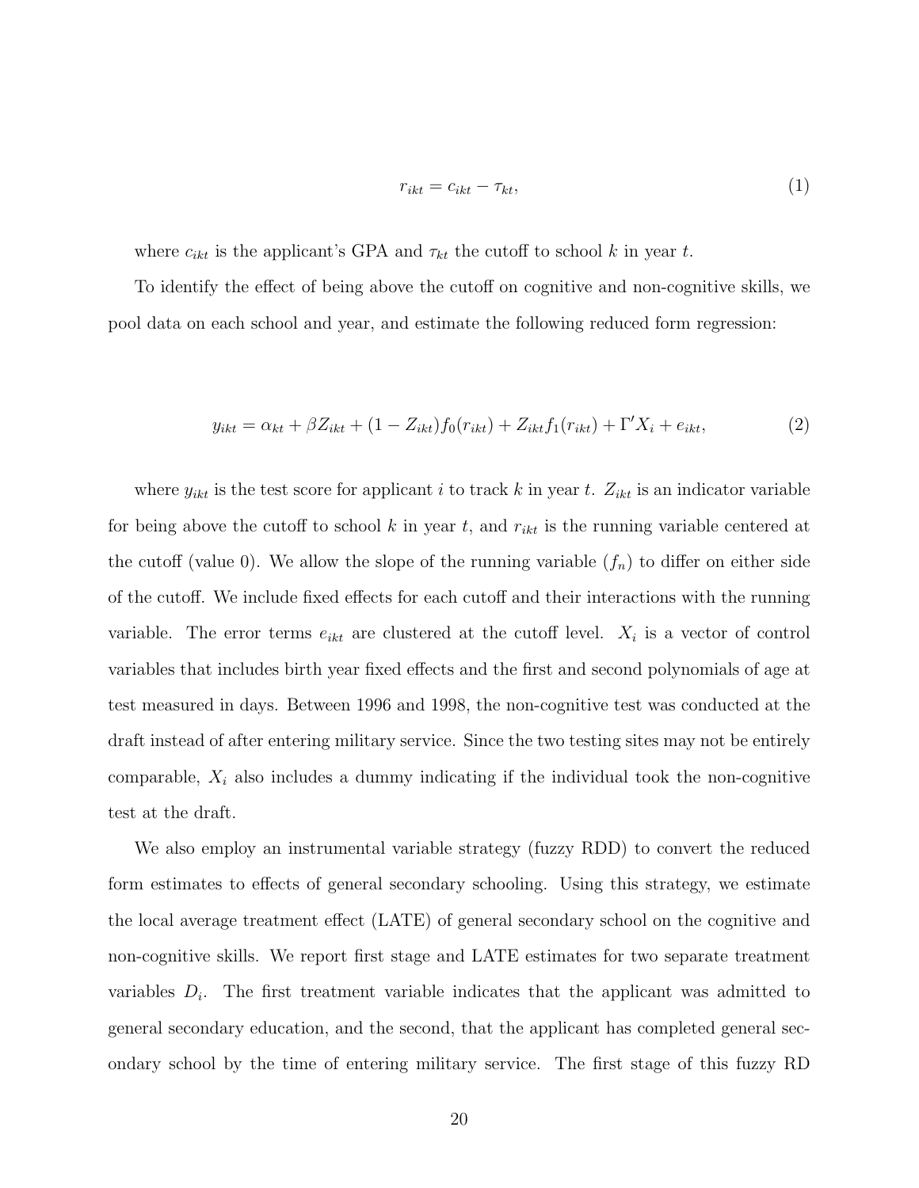$$r_{ikt} = c_{ikt} - \tau_{kt}, \tag{1}$$

where $c_{ikt}$ is the applicant's GPA and $\tau_{kt}$ the cutoff to school $k$ in year $t$.

To identify the effect of being above the cutoff on cognitive and non-cognitive skills, we pool data on each school and year, and estimate the following reduced form regression:

$$y_{ikt} = \alpha_{kt} + \beta Z_{ikt} + (1 - Z_{ikt}) f_0(r_{ikt}) + Z_{ikt} f_1(r_{ikt}) + \Gamma' X_i + e_{ikt}, \tag{2}$$

where $y_{ikt}$ is the test score for applicant $i$ to track $k$ in year $t$. $Z_{ikt}$ is an indicator variable for being above the cutoff to school $k$ in year $t$, and $r_{ikt}$ is the running variable centered at the cutoff (value 0). We allow the slope of the running variable ($f_n$) to differ on either side of the cutoff. We include fixed effects for each cutoff and their interactions with the running variable. The error terms $e_{ikt}$ are clustered at the cutoff level. $X_i$ is a vector of control variables that includes birth year fixed effects and the first and second polynomials of age at test measured in days. Between 1996 and 1998, the non-cognitive test was conducted at the draft instead of after entering military service. Since the two testing sites may not be entirely comparable, $X_i$ also includes a dummy indicating if the individual took the non-cognitive test at the draft.

We also employ an instrumental variable strategy (fuzzy RDD) to convert the reduced form estimates to effects of general secondary schooling. Using this strategy, we estimate the local average treatment effect (LATE) of general secondary school on the cognitive and non-cognitive skills. We report first stage and LATE estimates for two separate treatment variables $D_i$. The first treatment variable indicates that the applicant was admitted to general secondary education, and the second, that the applicant has completed general secondary school by the time of entering military service. The first stage of this fuzzy RD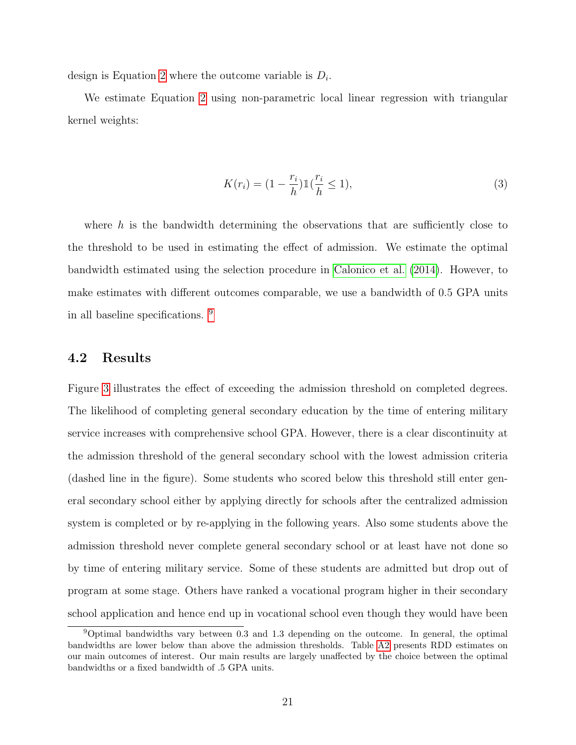design is Equation 2 where the outcome variable is $D_i$.

We estimate Equation 2 using non-parametric local linear regression with triangular kernel weights:

$$K(r_i) = (1 - \frac{r_i}{h})\mathbb{1}(\frac{r_i}{h} \leq 1), \tag{3}$$

where $h$ is the bandwidth determining the observations that are sufficiently close to the threshold to be used in estimating the effect of admission. We estimate the optimal bandwidth estimated using the selection procedure in Calonico et al. (2014). However, to make estimates with different outcomes comparable, we use a bandwidth of 0.5 GPA units in all baseline specifications. [9]

## 4.2 Results

Figure 3 illustrates the effect of exceeding the admission threshold on completed degrees. The likelihood of completing general secondary education by the time of entering military service increases with comprehensive school GPA. However, there is a clear discontinuity at the admission threshold of the general secondary school with the lowest admission criteria (dashed line in the figure). Some students who scored below this threshold still enter general secondary school either by applying directly for schools after the centralized admission system is completed or by re-applying in the following years. Also some students above the admission threshold never complete general secondary school or at least have not done so by time of entering military service. Some of these students are admitted but drop out of program at some stage. Others have ranked a vocational program higher in their secondary school application and hence end up in vocational school even though they would have been

[9] Optimal bandwidths vary between 0.3 and 1.3 depending on the outcome. In general, the optimal bandwidths are lower below than above the admission thresholds. Table A2 presents RDD estimates on our main outcomes of interest. Our main results are largely unaffected by the choice between the optimal bandwidths or a fixed bandwidth of .5 GPA units.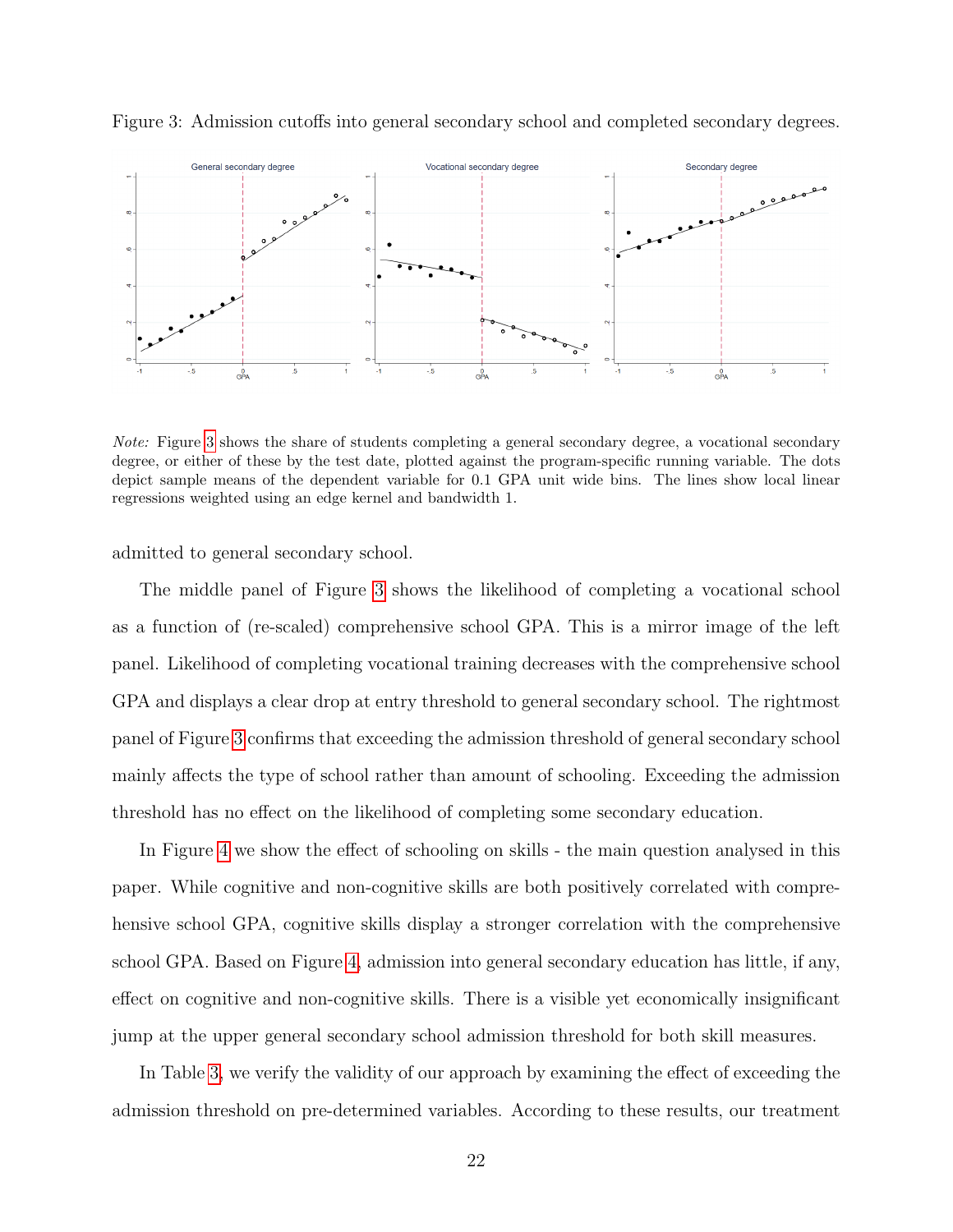Figure 3: Admission cutoffs into general secondary school and completed secondary degrees.

*Note:* Figure 3 shows the share of students completing a general secondary degree, a vocational secondary degree, or either of these by the test date, plotted against the program-specific running variable. The dots depict sample means of the dependent variable for 0.1 GPA unit wide bins. The lines show local linear regressions weighted using an edge kernel and bandwidth 1.

admitted to general secondary school.

The middle panel of Figure 3 shows the likelihood of completing a vocational school as a function of (re-scaled) comprehensive school GPA. This is a mirror image of the left panel. Likelihood of completing vocational training decreases with the comprehensive school GPA and displays a clear drop at entry threshold to general secondary school. The rightmost panel of Figure 3 confirms that exceeding the admission threshold of general secondary school mainly affects the type of school rather than amount of schooling. Exceeding the admission threshold has no effect on the likelihood of completing some secondary education.

In Figure 4 we show the effect of schooling on skills - the main question analysed in this paper. While cognitive and non-cognitive skills are both positively correlated with comprehensive school GPA, cognitive skills display a stronger correlation with the comprehensive school GPA. Based on Figure 4, admission into general secondary education has little, if any, effect on cognitive and non-cognitive skills. There is a visible yet economically insignificant jump at the upper general secondary school admission threshold for both skill measures.

In Table 3, we verify the validity of our approach by examining the effect of exceeding the admission threshold on pre-determined variables. According to these results, our treatment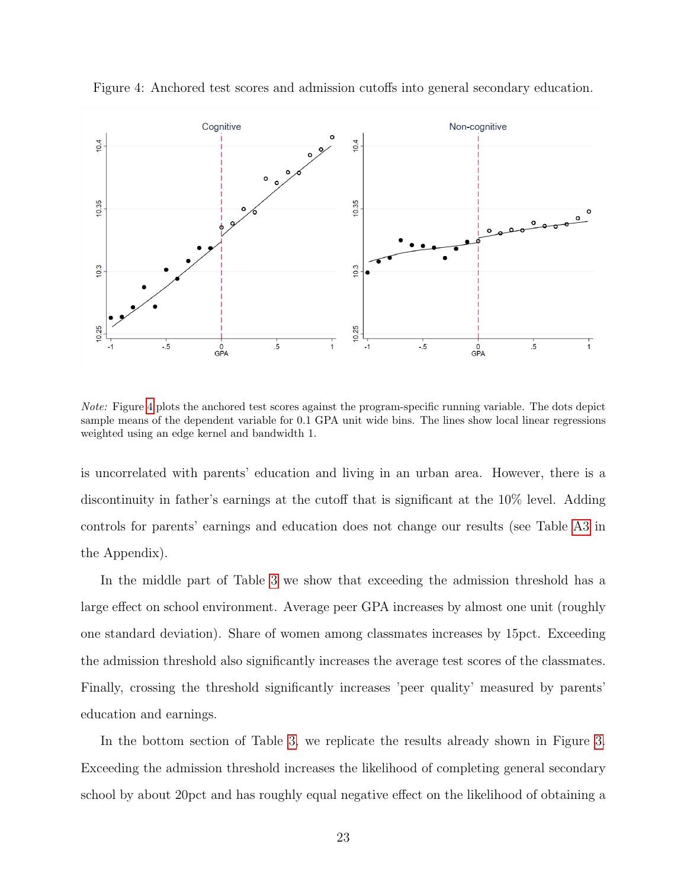Figure 4: Anchored test scores and admission cutoffs into general secondary education.

*Note:* Figure 4 plots the anchored test scores against the program-specific running variable. The dots depict sample means of the dependent variable for 0.1 GPA unit wide bins. The lines show local linear regressions weighted using an edge kernel and bandwidth 1.

is uncorrelated with parents' education and living in an urban area. However, there is a discontinuity in father's earnings at the cutoff that is significant at the 10% level. Adding controls for parents' earnings and education does not change our results (see Table A3 in the Appendix).

In the middle part of Table 3 we show that exceeding the admission threshold has a large effect on school environment. Average peer GPA increases by almost one unit (roughly one standard deviation). Share of women among classmates increases by 15pct. Exceeding the admission threshold also significantly increases the average test scores of the classmates. Finally, crossing the threshold significantly increases 'peer quality' measured by parents' education and earnings.

In the bottom section of Table 3, we replicate the results already shown in Figure 3. Exceeding the admission threshold increases the likelihood of completing general secondary school by about 20pct and has roughly equal negative effect on the likelihood of obtaining a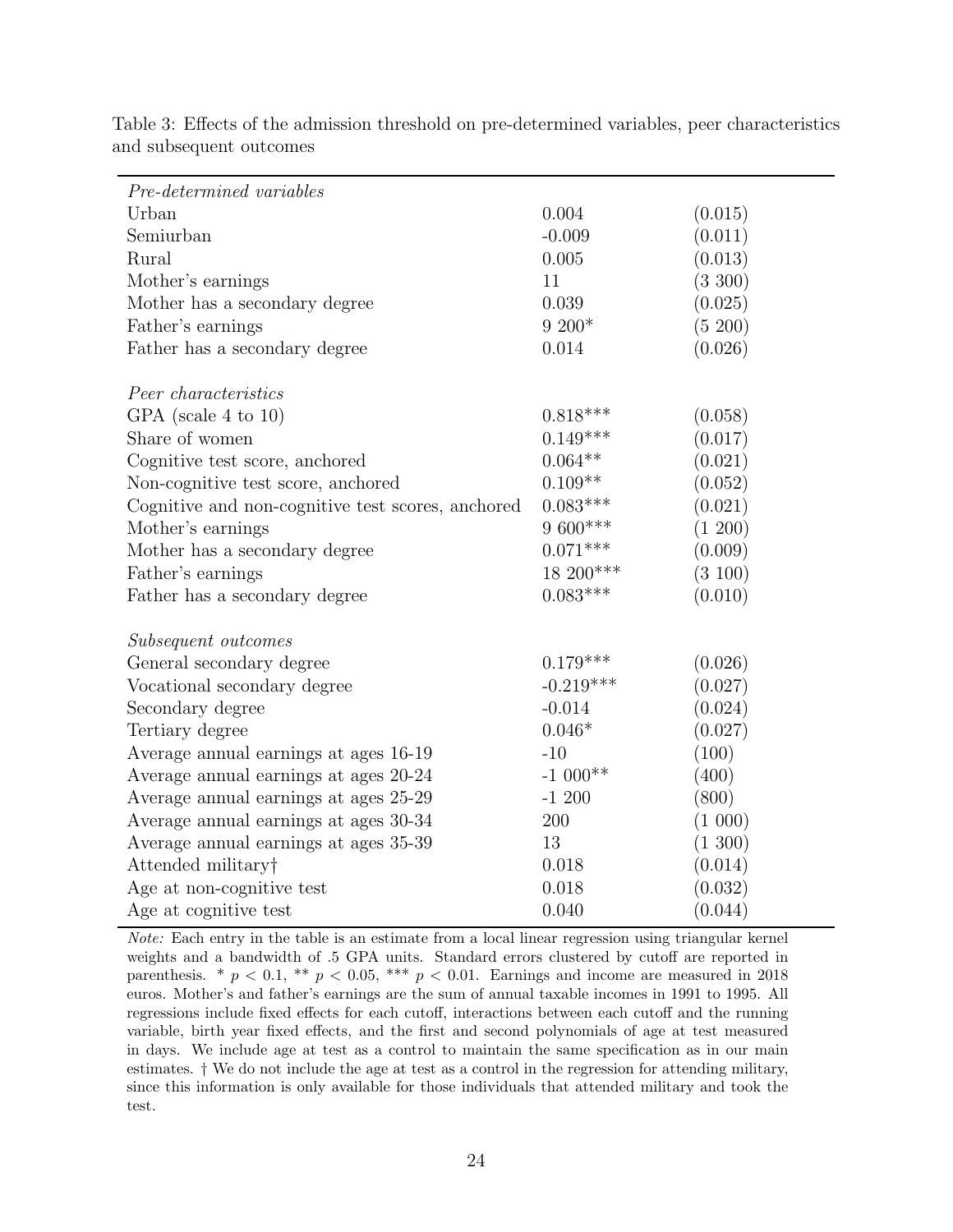Table 3: Effects of the admission threshold on pre-determined variables, peer characteristics and subsequent outcomes

| | | |
|---|---|---|
| *Pre-determined variables* | | |
| Urban | 0.004 | (0.015) |
| Semiurban | -0.009 | (0.011) |
| Rural | 0.005 | (0.013) |
| Mother's earnings | 11 | (3 300) |
| Mother has a secondary degree | 0.039 | (0.025) |
| Father's earnings | 9 200* | (5 200) |
| Father has a secondary degree | 0.014 | (0.026) |
| | | |
| *Peer characteristics* | | |
| GPA (scale 4 to 10) | 0.818*** | (0.058) |
| Share of women | 0.149*** | (0.017) |
| Cognitive test score, anchored | 0.064** | (0.021) |
| Non-cognitive test score, anchored | 0.109** | (0.052) |
| Cognitive and non-cognitive test scores, anchored | 0.083*** | (0.021) |
| Mother's earnings | 9 600*** | (1 200) |
| Mother has a secondary degree | 0.071*** | (0.009) |
| Father's earnings | 18 200*** | (3 100) |
| Father has a secondary degree | 0.083*** | (0.010) |
| | | |
| *Subsequent outcomes* | | |
| General secondary degree | 0.179*** | (0.026) |
| Vocational secondary degree | -0.219*** | (0.027) |
| Secondary degree | -0.014 | (0.024) |
| Tertiary degree | 0.046* | (0.027) |
| Average annual earnings at ages 16-19 | -10 | (100) |
| Average annual earnings at ages 20-24 | -1 000** | (400) |
| Average annual earnings at ages 25-29 | -1 200 | (800) |
| Average annual earnings at ages 30-34 | 200 | (1 000) |
| Average annual earnings at ages 35-39 | 13 | (1 300) |
| Attended military† | 0.018 | (0.014) |
| Age at non-cognitive test | 0.018 | (0.032) |
| Age at cognitive test | 0.040 | (0.044) |

*Note:* Each entry in the table is an estimate from a local linear regression using triangular kernel weights and a bandwidth of .5 GPA units. Standard errors clustered by cutoff are reported in parenthesis. * $p < 0.1$, ** $p < 0.05$, *** $p < 0.01$. Earnings and income are measured in 2018 euros. Mother's and father's earnings are the sum of annual taxable incomes in 1991 to 1995. All regressions include fixed effects for each cutoff, interactions between each cutoff and the running variable, birth year fixed effects, and the first and second polynomials of age at test measured in days. We include age at test as a control to maintain the same specification as in our main estimates. † We do not include the age at test as a control in the regression for attending military, since this information is only available for those individuals that attended military and took the test.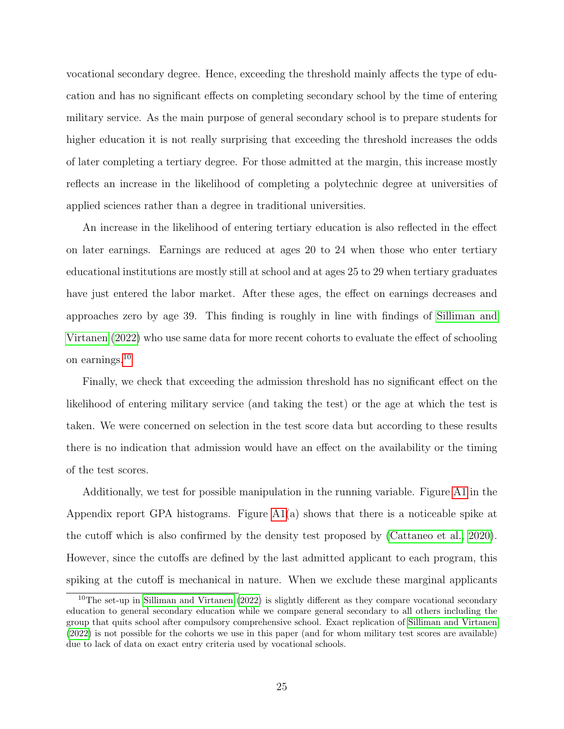vocational secondary degree. Hence, exceeding the threshold mainly affects the type of education and has no significant effects on completing secondary school by the time of entering military service. As the main purpose of general secondary school is to prepare students for higher education it is not really surprising that exceeding the threshold increases the odds of later completing a tertiary degree. For those admitted at the margin, this increase mostly reflects an increase in the likelihood of completing a polytechnic degree at universities of applied sciences rather than a degree in traditional universities.

An increase in the likelihood of entering tertiary education is also reflected in the effect on later earnings. Earnings are reduced at ages 20 to 24 when those who enter tertiary educational institutions are mostly still at school and at ages 25 to 29 when tertiary graduates have just entered the labor market. After these ages, the effect on earnings decreases and approaches zero by age 39. This finding is roughly in line with findings of Silliman and Virtanen (2022) who use same data for more recent cohorts to evaluate the effect of schooling on earnings.[10]

Finally, we check that exceeding the admission threshold has no significant effect on the likelihood of entering military service (and taking the test) or the age at which the test is taken. We were concerned on selection in the test score data but according to these results there is no indication that admission would have an effect on the availability or the timing of the test scores.

Additionally, we test for possible manipulation in the running variable. Figure A1 in the Appendix report GPA histograms. Figure A1(a) shows that there is a noticeable spike at the cutoff which is also confirmed by the density test proposed by (Cattaneo et al., 2020). However, since the cutoffs are defined by the last admitted applicant to each program, this spiking at the cutoff is mechanical in nature. When we exclude these marginal applicants

[10] The set-up in Silliman and Virtanen (2022) is slightly different as they compare vocational secondary education to general secondary education while we compare general secondary to all others including the group that quits school after compulsory comprehensive school. Exact replication of Silliman and Virtanen (2022) is not possible for the cohorts we use in this paper (and for whom military test scores are available) due to lack of data on exact entry criteria used by vocational schools.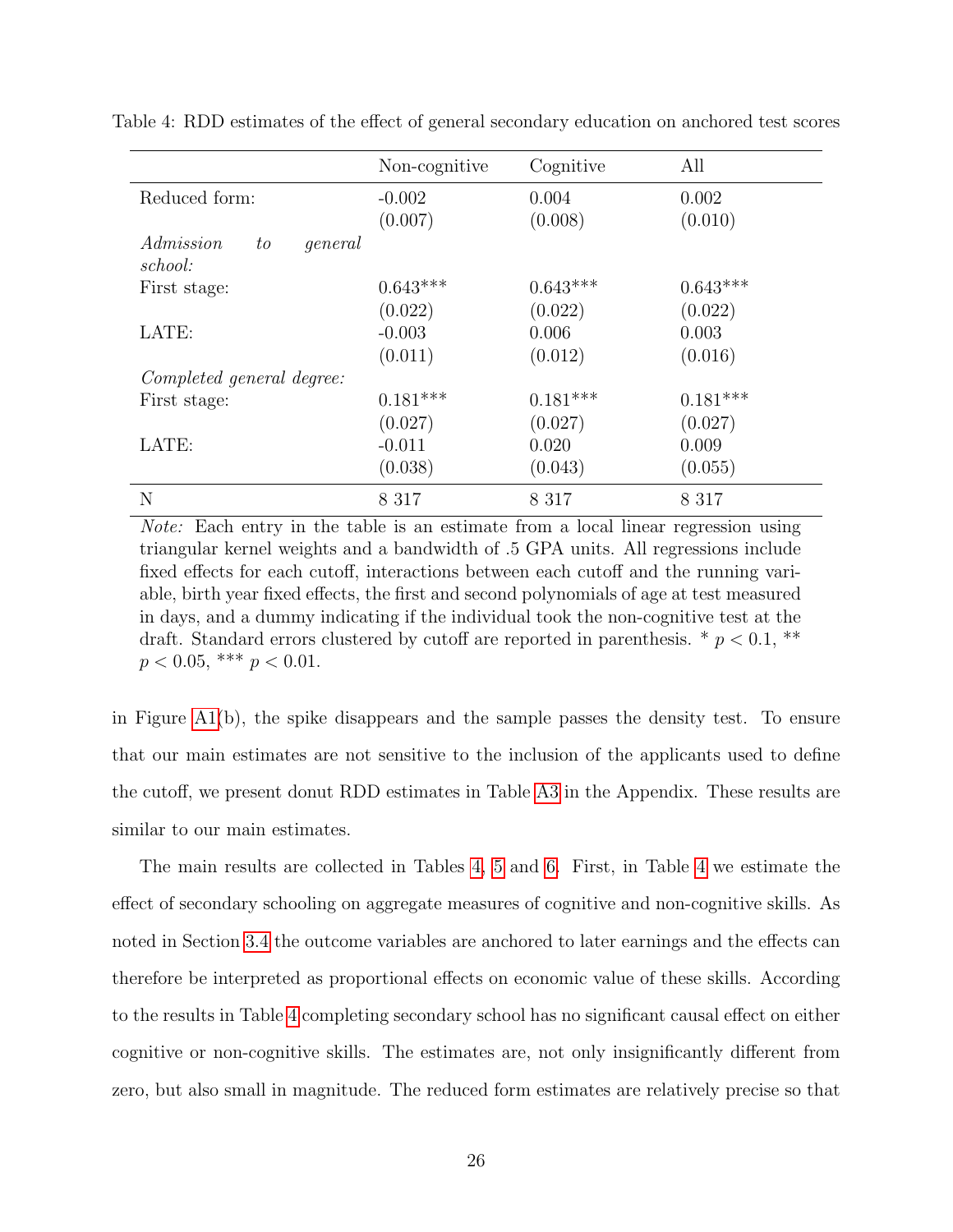Table 4: RDD estimates of the effect of general secondary education on anchored test scores

| | Non-cognitive | Cognitive | All |
|---|---|---|---|
| Reduced form: | -0.002 | 0.004 | 0.002 |
| | (0.007) | (0.008) | (0.010) |
| *Admission to general school:* | | | |
| First stage: | 0.643*** | 0.643*** | 0.643*** |
| | (0.022) | (0.022) | (0.022) |
| LATE: | -0.003 | 0.006 | 0.003 |
| | (0.011) | (0.012) | (0.016) |
| *Completed general degree:* | | | |
| First stage: | 0.181*** | 0.181*** | 0.181*** |
| | (0.027) | (0.027) | (0.027) |
| LATE: | -0.011 | 0.020 | 0.009 |
| | (0.038) | (0.043) | (0.055) |
| N | 8 317 | 8 317 | 8 317 |

*Note:* Each entry in the table is an estimate from a local linear regression using triangular kernel weights and a bandwidth of .5 GPA units. All regressions include fixed effects for each cutoff, interactions between each cutoff and the running variable, birth year fixed effects, the first and second polynomials of age at test measured in days, and a dummy indicating if the individual took the non-cognitive test at the draft. Standard errors clustered by cutoff are reported in parenthesis. * $p < 0.1$, ** $p < 0.05$, *** $p < 0.01$.

in Figure A1(b), the spike disappears and the sample passes the density test. To ensure that our main estimates are not sensitive to the inclusion of the applicants used to define the cutoff, we present donut RDD estimates in Table A3 in the Appendix. These results are similar to our main estimates.

The main results are collected in Tables 4, 5 and 6. First, in Table 4 we estimate the effect of secondary schooling on aggregate measures of cognitive and non-cognitive skills. As noted in Section 3.4 the outcome variables are anchored to later earnings and the effects can therefore be interpreted as proportional effects on economic value of these skills. According to the results in Table 4 completing secondary school has no significant causal effect on either cognitive or non-cognitive skills. The estimates are, not only insignificantly different from zero, but also small in magnitude. The reduced form estimates are relatively precise so that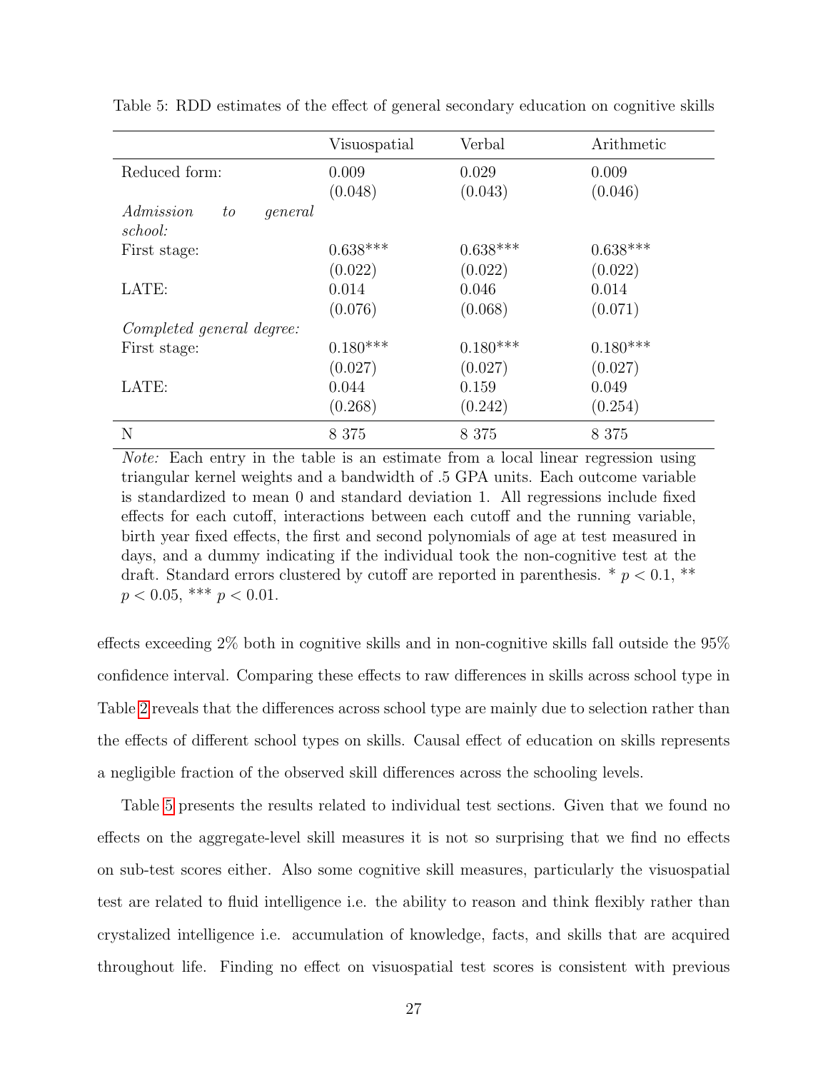Table 5: RDD estimates of the effect of general secondary education on cognitive skills

| | Visuospatial | Verbal | Arithmetic |
|---|---|---|---|
| Reduced form: | 0.009 | 0.029 | 0.009 |
| | (0.048) | (0.043) | (0.046) |
| *Admission to general school:* | | | |
| First stage: | 0.638*** | 0.638*** | 0.638*** |
| | (0.022) | (0.022) | (0.022) |
| LATE: | 0.014 | 0.046 | 0.014 |
| | (0.076) | (0.068) | (0.071) |
| *Completed general degree:* | | | |
| First stage: | 0.180*** | 0.180*** | 0.180*** |
| | (0.027) | (0.027) | (0.027) |
| LATE: | 0.044 | 0.159 | 0.049 |
| | (0.268) | (0.242) | (0.254) |
| N | 8 375 | 8 375 | 8 375 |

*Note:* Each entry in the table is an estimate from a local linear regression using triangular kernel weights and a bandwidth of .5 GPA units. Each outcome variable is standardized to mean 0 and standard deviation 1. All regressions include fixed effects for each cutoff, interactions between each cutoff and the running variable, birth year fixed effects, the first and second polynomials of age at test measured in days, and a dummy indicating if the individual took the non-cognitive test at the draft. Standard errors clustered by cutoff are reported in parenthesis. * $p < 0.1$, ** $p < 0.05$, *** $p < 0.01$.

effects exceeding 2% both in cognitive skills and in non-cognitive skills fall outside the 95% confidence interval. Comparing these effects to raw differences in skills across school type in Table 2 reveals that the differences across school type are mainly due to selection rather than the effects of different school types on skills. Causal effect of education on skills represents a negligible fraction of the observed skill differences across the schooling levels.

Table 5 presents the results related to individual test sections. Given that we found no effects on the aggregate-level skill measures it is not so surprising that we find no effects on sub-test scores either. Also some cognitive skill measures, particularly the visuospatial test are related to fluid intelligence i.e. the ability to reason and think flexibly rather than crystalized intelligence i.e. accumulation of knowledge, facts, and skills that are acquired throughout life. Finding no effect on visuospatial test scores is consistent with previous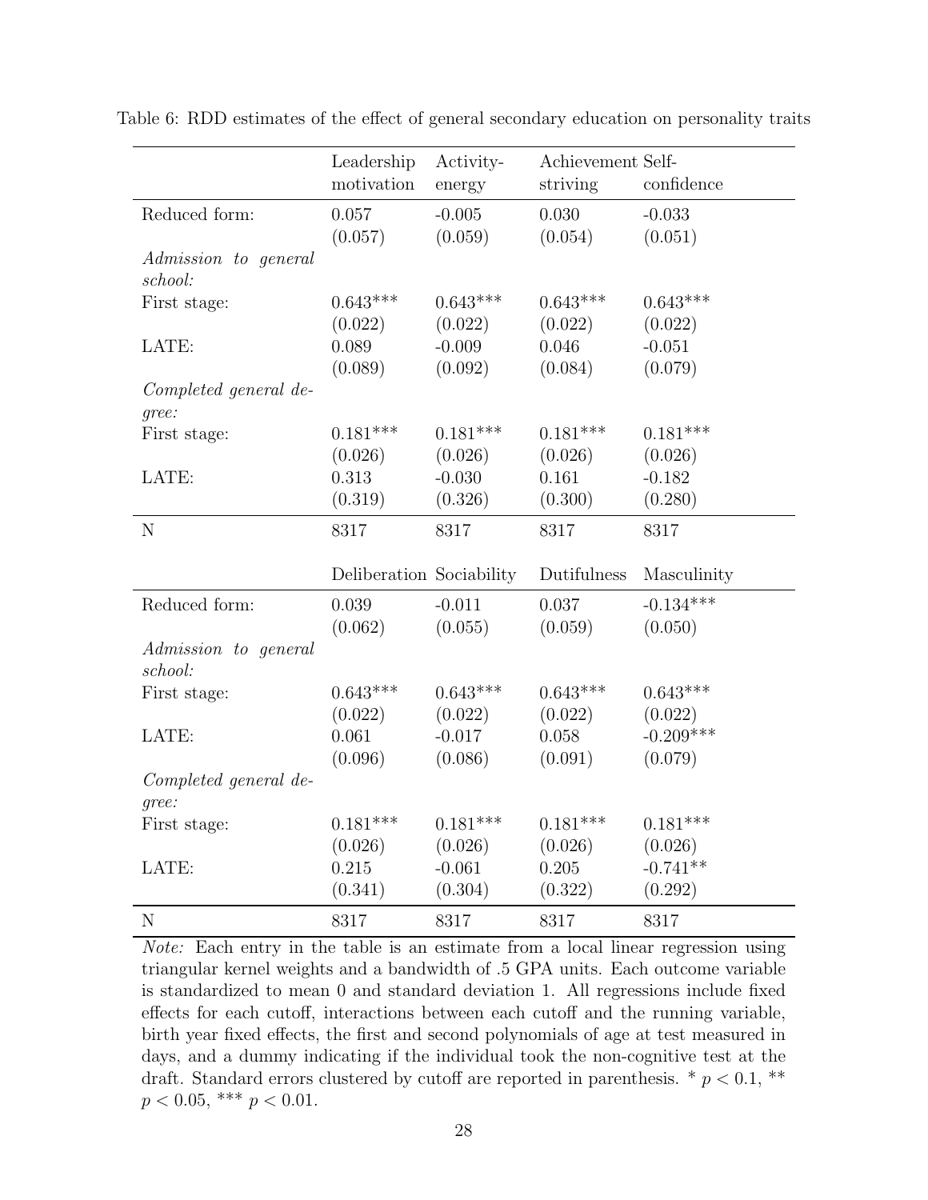Table 6: RDD estimates of the effect of general secondary education on personality traits

| | Leadership motivation | Activity-energy | Achievement striving | Self-confidence |
|---|---|---|---|---|
| Reduced form: | 0.057 | -0.005 | 0.030 | -0.033 |
| | (0.057) | (0.059) | (0.054) | (0.051) |
| *Admission to general school:* | | | | |
| First stage: | 0.643*** | 0.643*** | 0.643*** | 0.643*** |
| | (0.022) | (0.022) | (0.022) | (0.022) |
| LATE: | 0.089 | -0.009 | 0.046 | -0.051 |
| | (0.089) | (0.092) | (0.084) | (0.079) |
| *Completed general degree:* | | | | |
| First stage: | 0.181*** | 0.181*** | 0.181*** | 0.181*** |
| | (0.026) | (0.026) | (0.026) | (0.026) |
| LATE: | 0.313 | -0.030 | 0.161 | -0.182 |
| | (0.319) | (0.326) | (0.300) | (0.280) |
| N | 8317 | 8317 | 8317 | 8317 |
| | **Deliberation** | **Sociability** | **Dutifulness** | **Masculinity** |
| Reduced form: | 0.039 | -0.011 | 0.037 | -0.134*** |
| | (0.062) | (0.055) | (0.059) | (0.050) |
| *Admission to general school:* | | | | |
| First stage: | 0.643*** | 0.643*** | 0.643*** | 0.643*** |
| | (0.022) | (0.022) | (0.022) | (0.022) |
| LATE: | 0.061 | -0.017 | 0.058 | -0.209*** |
| | (0.096) | (0.086) | (0.091) | (0.079) |
| *Completed general degree:* | | | | |
| First stage: | 0.181*** | 0.181*** | 0.181*** | 0.181*** |
| | (0.026) | (0.026) | (0.026) | (0.026) |
| LATE: | 0.215 | -0.061 | 0.205 | -0.741** |
| | (0.341) | (0.304) | (0.322) | (0.292) |
| N | 8317 | 8317 | 8317 | 8317 |

*Note:* Each entry in the table is an estimate from a local linear regression using triangular kernel weights and a bandwidth of .5 GPA units. Each outcome variable is standardized to mean 0 and standard deviation 1. All regressions include fixed effects for each cutoff, interactions between each cutoff and the running variable, birth year fixed effects, the first and second polynomials of age at test measured in days, and a dummy indicating if the individual took the non-cognitive test at the draft. Standard errors clustered by cutoff are reported in parenthesis. * $p < 0.1$, ** $p < 0.05$, *** $p < 0.01$.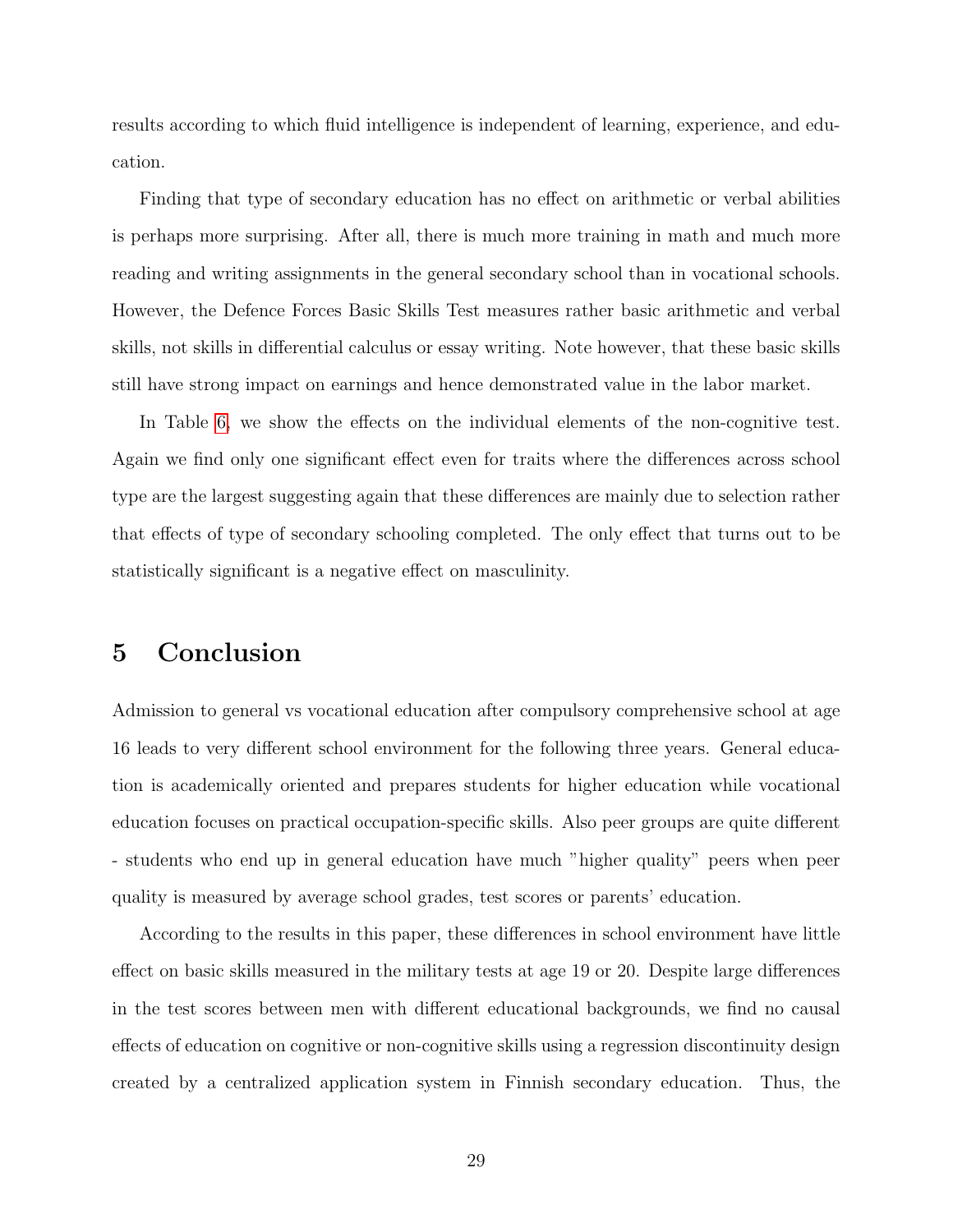results according to which fluid intelligence is independent of learning, experience, and education.

Finding that type of secondary education has no effect on arithmetic or verbal abilities is perhaps more surprising. After all, there is much more training in math and much more reading and writing assignments in the general secondary school than in vocational schools. However, the Defence Forces Basic Skills Test measures rather basic arithmetic and verbal skills, not skills in differential calculus or essay writing. Note however, that these basic skills still have strong impact on earnings and hence demonstrated value in the labor market.

In Table 6, we show the effects on the individual elements of the non-cognitive test. Again we find only one significant effect even for traits where the differences across school type are the largest suggesting again that these differences are mainly due to selection rather that effects of type of secondary schooling completed. The only effect that turns out to be statistically significant is a negative effect on masculinity.

# 5 Conclusion

Admission to general vs vocational education after compulsory comprehensive school at age 16 leads to very different school environment for the following three years. General education is academically oriented and prepares students for higher education while vocational education focuses on practical occupation-specific skills. Also peer groups are quite different - students who end up in general education have much "higher quality" peers when peer quality is measured by average school grades, test scores or parents' education.

According to the results in this paper, these differences in school environment have little effect on basic skills measured in the military tests at age 19 or 20. Despite large differences in the test scores between men with different educational backgrounds, we find no causal effects of education on cognitive or non-cognitive skills using a regression discontinuity design created by a centralized application system in Finnish secondary education. Thus, the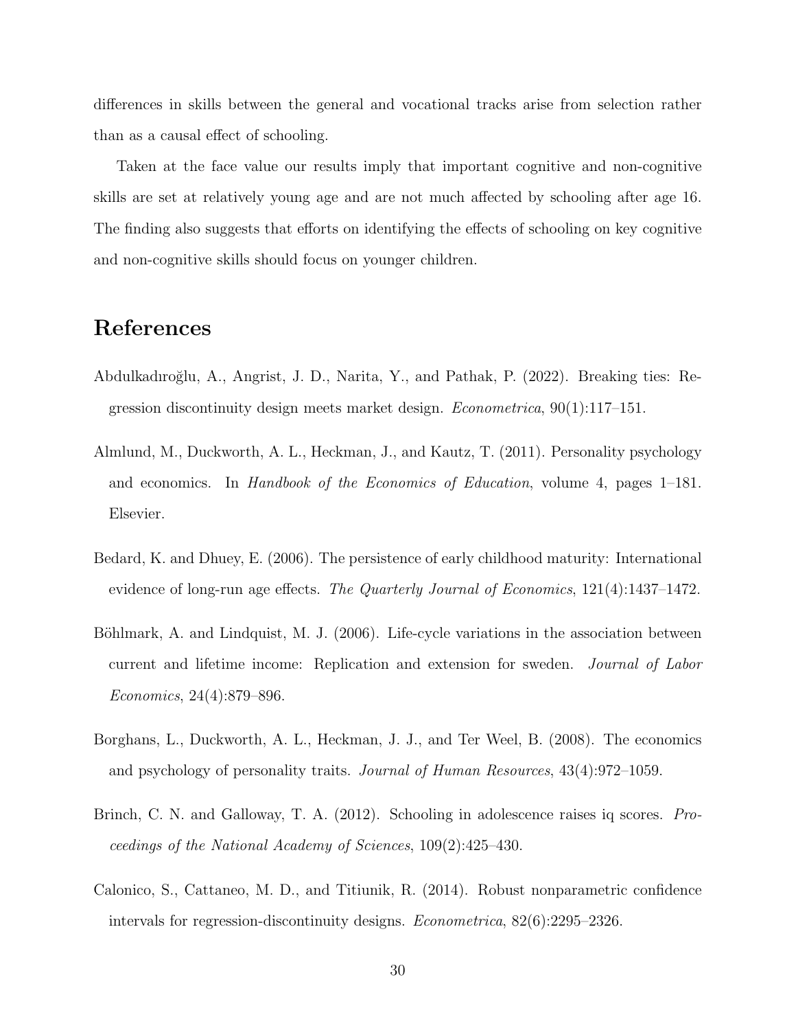differences in skills between the general and vocational tracks arise from selection rather than as a causal effect of schooling.

Taken at the face value our results imply that important cognitive and non-cognitive skills are set at relatively young age and are not much affected by schooling after age 16. The finding also suggests that efforts on identifying the effects of schooling on key cognitive and non-cognitive skills should focus on younger children.

# References

Abdulkadıroğlu, A., Angrist, J. D., Narita, Y., and Pathak, P. (2022). Breaking ties: Regression discontinuity design meets market design. *Econometrica*, 90(1):117–151.

Almlund, M., Duckworth, A. L., Heckman, J., and Kautz, T. (2011). Personality psychology and economics. In *Handbook of the Economics of Education*, volume 4, pages 1–181. Elsevier.

Bedard, K. and Dhuey, E. (2006). The persistence of early childhood maturity: International evidence of long-run age effects. *The Quarterly Journal of Economics*, 121(4):1437–1472.

Böhlmark, A. and Lindquist, M. J. (2006). Life-cycle variations in the association between current and lifetime income: Replication and extension for sweden. *Journal of Labor Economics*, 24(4):879–896.

Borghans, L., Duckworth, A. L., Heckman, J. J., and Ter Weel, B. (2008). The economics and psychology of personality traits. *Journal of Human Resources*, 43(4):972–1059.

Brinch, C. N. and Galloway, T. A. (2012). Schooling in adolescence raises iq scores. *Proceedings of the National Academy of Sciences*, 109(2):425–430.

Calonico, S., Cattaneo, M. D., and Titiunik, R. (2014). Robust nonparametric confidence intervals for regression-discontinuity designs. *Econometrica*, 82(6):2295–2326.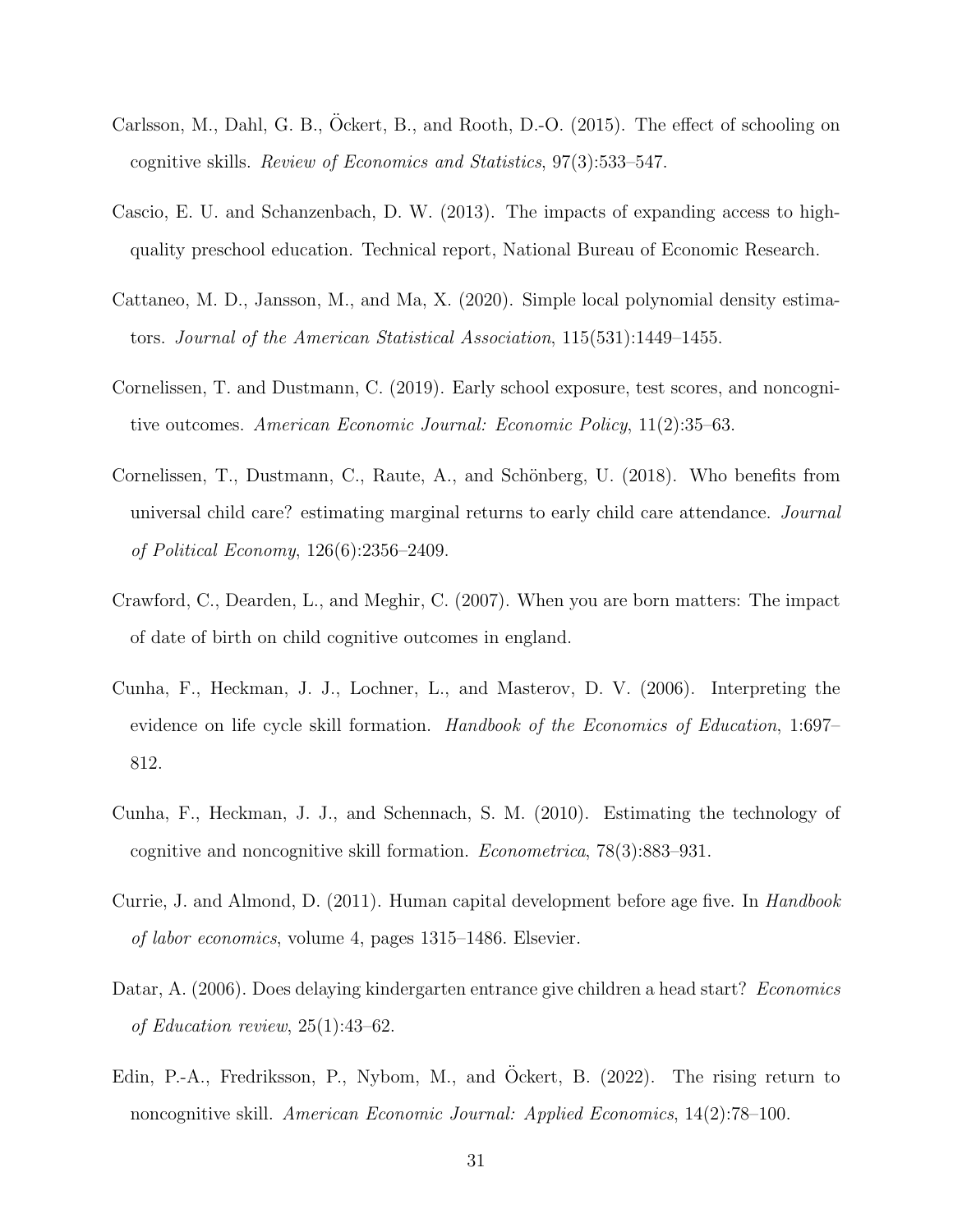Carlsson, M., Dahl, G. B., Öckert, B., and Rooth, D.-O. (2015). The effect of schooling on cognitive skills. *Review of Economics and Statistics*, 97(3):533–547.

Cascio, E. U. and Schanzenbach, D. W. (2013). The impacts of expanding access to high-quality preschool education. Technical report, National Bureau of Economic Research.

Cattaneo, M. D., Jansson, M., and Ma, X. (2020). Simple local polynomial density estimators. *Journal of the American Statistical Association*, 115(531):1449–1455.

Cornelissen, T. and Dustmann, C. (2019). Early school exposure, test scores, and noncognitive outcomes. *American Economic Journal: Economic Policy*, 11(2):35–63.

Cornelissen, T., Dustmann, C., Raute, A., and Schönberg, U. (2018). Who benefits from universal child care? estimating marginal returns to early child care attendance. *Journal of Political Economy*, 126(6):2356–2409.

Crawford, C., Dearden, L., and Meghir, C. (2007). When you are born matters: The impact of date of birth on child cognitive outcomes in england.

Cunha, F., Heckman, J. J., Lochner, L., and Masterov, D. V. (2006). Interpreting the evidence on life cycle skill formation. *Handbook of the Economics of Education*, 1:697–812.

Cunha, F., Heckman, J. J., and Schennach, S. M. (2010). Estimating the technology of cognitive and noncognitive skill formation. *Econometrica*, 78(3):883–931.

Currie, J. and Almond, D. (2011). Human capital development before age five. In *Handbook of labor economics*, volume 4, pages 1315–1486. Elsevier.

Datar, A. (2006). Does delaying kindergarten entrance give children a head start? *Economics of Education review*, 25(1):43–62.

Edin, P.-A., Fredriksson, P., Nybom, M., and Öckert, B. (2022). The rising return to noncognitive skill. *American Economic Journal: Applied Economics*, 14(2):78–100.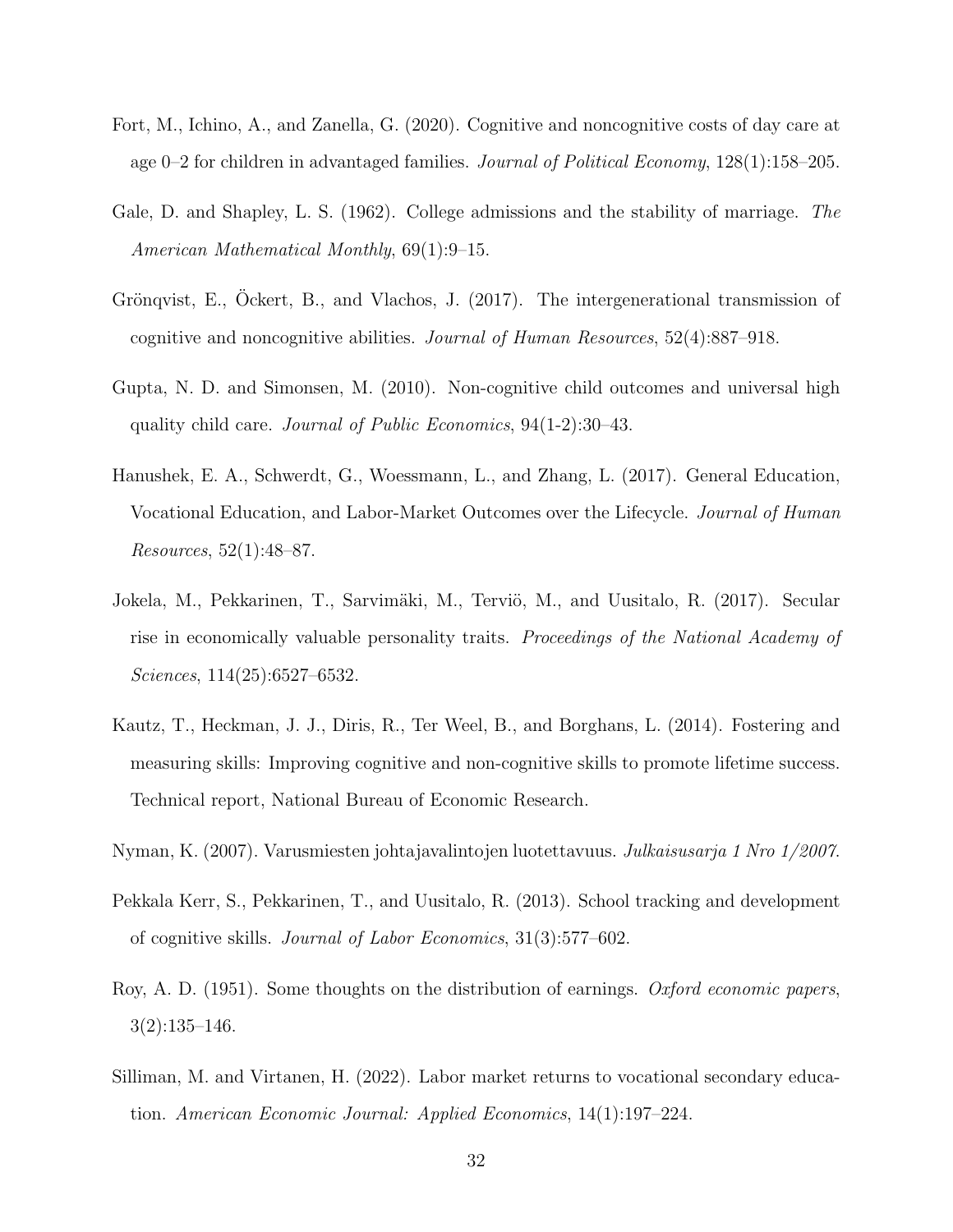Fort, M., Ichino, A., and Zanella, G. (2020). Cognitive and noncognitive costs of day care at age 0–2 for children in advantaged families. *Journal of Political Economy*, 128(1):158–205.

Gale, D. and Shapley, L. S. (1962). College admissions and the stability of marriage. *The American Mathematical Monthly*, 69(1):9–15.

Grönqvist, E., Öckert, B., and Vlachos, J. (2017). The intergenerational transmission of cognitive and noncognitive abilities. *Journal of Human Resources*, 52(4):887–918.

Gupta, N. D. and Simonsen, M. (2010). Non-cognitive child outcomes and universal high quality child care. *Journal of Public Economics*, 94(1-2):30–43.

Hanushek, E. A., Schwerdt, G., Woessmann, L., and Zhang, L. (2017). General Education, Vocational Education, and Labor-Market Outcomes over the Lifecycle. *Journal of Human Resources*, 52(1):48–87.

Jokela, M., Pekkarinen, T., Sarvimäki, M., Terviö, M., and Uusitalo, R. (2017). Secular rise in economically valuable personality traits. *Proceedings of the National Academy of Sciences*, 114(25):6527–6532.

Kautz, T., Heckman, J. J., Diris, R., Ter Weel, B., and Borghans, L. (2014). Fostering and measuring skills: Improving cognitive and non-cognitive skills to promote lifetime success. Technical report, National Bureau of Economic Research.

Nyman, K. (2007). Varusmiesten johtajavalintojen luotettavuus. *Julkaisusarja 1 Nro 1/2007*.

Pekkala Kerr, S., Pekkarinen, T., and Uusitalo, R. (2013). School tracking and development of cognitive skills. *Journal of Labor Economics*, 31(3):577–602.

Roy, A. D. (1951). Some thoughts on the distribution of earnings. *Oxford economic papers*, 3(2):135–146.

Silliman, M. and Virtanen, H. (2022). Labor market returns to vocational secondary education. *American Economic Journal: Applied Economics*, 14(1):197–224.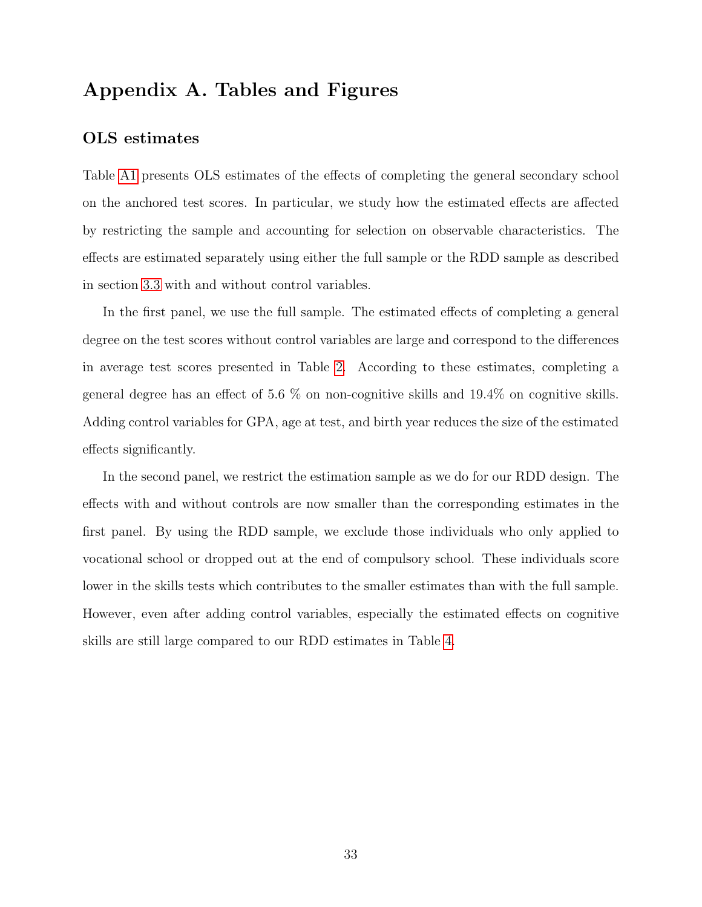# Appendix A. Tables and Figures

## OLS estimates

Table A1 presents OLS estimates of the effects of completing the general secondary school on the anchored test scores. In particular, we study how the estimated effects are affected by restricting the sample and accounting for selection on observable characteristics. The effects are estimated separately using either the full sample or the RDD sample as described in section 3.3 with and without control variables.

In the first panel, we use the full sample. The estimated effects of completing a general degree on the test scores without control variables are large and correspond to the differences in average test scores presented in Table 2. According to these estimates, completing a general degree has an effect of 5.6 % on non-cognitive skills and 19.4% on cognitive skills. Adding control variables for GPA, age at test, and birth year reduces the size of the estimated effects significantly.

In the second panel, we restrict the estimation sample as we do for our RDD design. The effects with and without controls are now smaller than the corresponding estimates in the first panel. By using the RDD sample, we exclude those individuals who only applied to vocational school or dropped out at the end of compulsory school. These individuals score lower in the skills tests which contributes to the smaller estimates than with the full sample. However, even after adding control variables, especially the estimated effects on cognitive skills are still large compared to our RDD estimates in Table 4.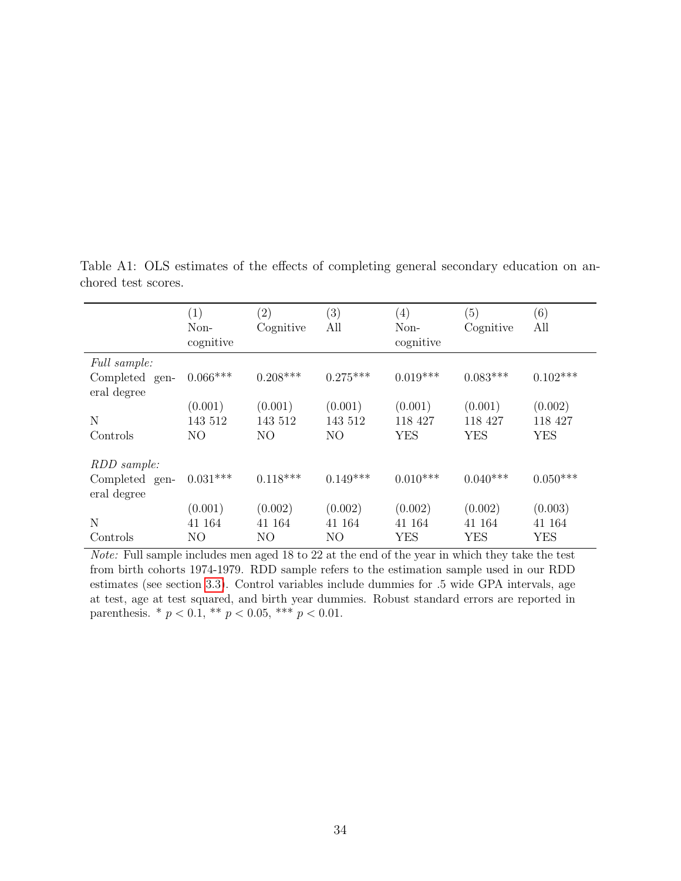Table A1: OLS estimates of the effects of completing general secondary education on anchored test scores.

| | (1) Non-cognitive | (2) Cognitive | (3) All | (4) Non-cognitive | (5) Cognitive | (6) All |
|---|---|---|---|---|---|---|
| *Full sample:* | | | | | | |
| Completed general degree | 0.066*** | 0.208*** | 0.275*** | 0.019*** | 0.083*** | 0.102*** |
| | (0.001) | (0.001) | (0.001) | (0.001) | (0.001) | (0.002) |
| N | 143 512 | 143 512 | 143 512 | 118 427 | 118 427 | 118 427 |
| Controls | NO | NO | NO | YES | YES | YES |
| *RDD sample:* | | | | | | |
| Completed general degree | 0.031*** | 0.118*** | 0.149*** | 0.010*** | 0.040*** | 0.050*** |
| | (0.001) | (0.002) | (0.002) | (0.002) | (0.002) | (0.003) |
| N | 41 164 | 41 164 | 41 164 | 41 164 | 41 164 | 41 164 |
| Controls | NO | NO | NO | YES | YES | YES |

*Note:* Full sample includes men aged 18 to 22 at the end of the year in which they take the test from birth cohorts 1974-1979. RDD sample refers to the estimation sample used in our RDD estimates (see section 3.3). Control variables include dummies for .5 wide GPA intervals, age at test, age at test squared, and birth year dummies. Robust standard errors are reported in parenthesis. * $p < 0.1$, ** $p < 0.05$, *** $p < 0.01$.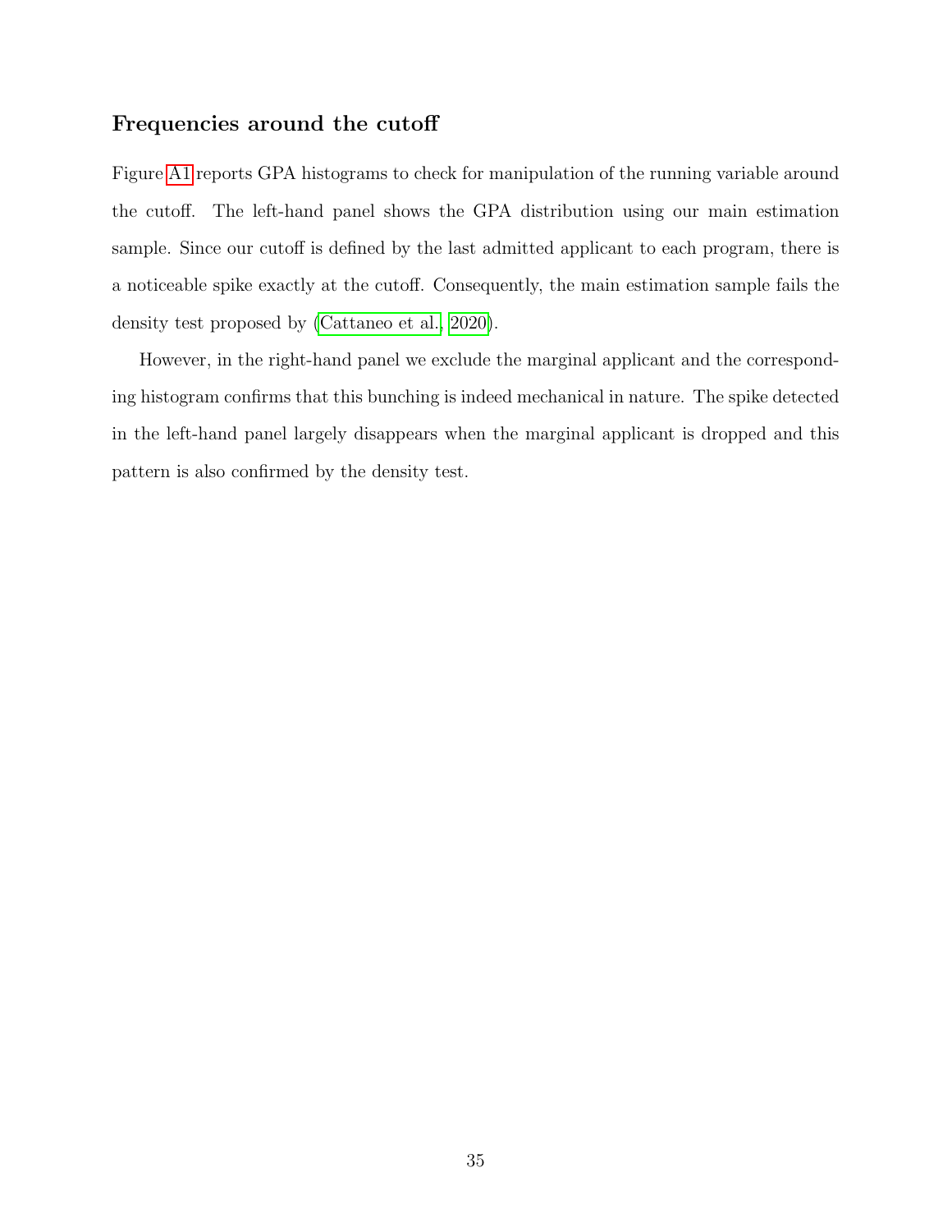### Frequencies around the cutoff

Figure A1 reports GPA histograms to check for manipulation of the running variable around the cutoff. The left-hand panel shows the GPA distribution using our main estimation sample. Since our cutoff is defined by the last admitted applicant to each program, there is a noticeable spike exactly at the cutoff. Consequently, the main estimation sample fails the density test proposed by (Cattaneo et al., 2020).

However, in the right-hand panel we exclude the marginal applicant and the corresponding histogram confirms that this bunching is indeed mechanical in nature. The spike detected in the left-hand panel largely disappears when the marginal applicant is dropped and this pattern is also confirmed by the density test.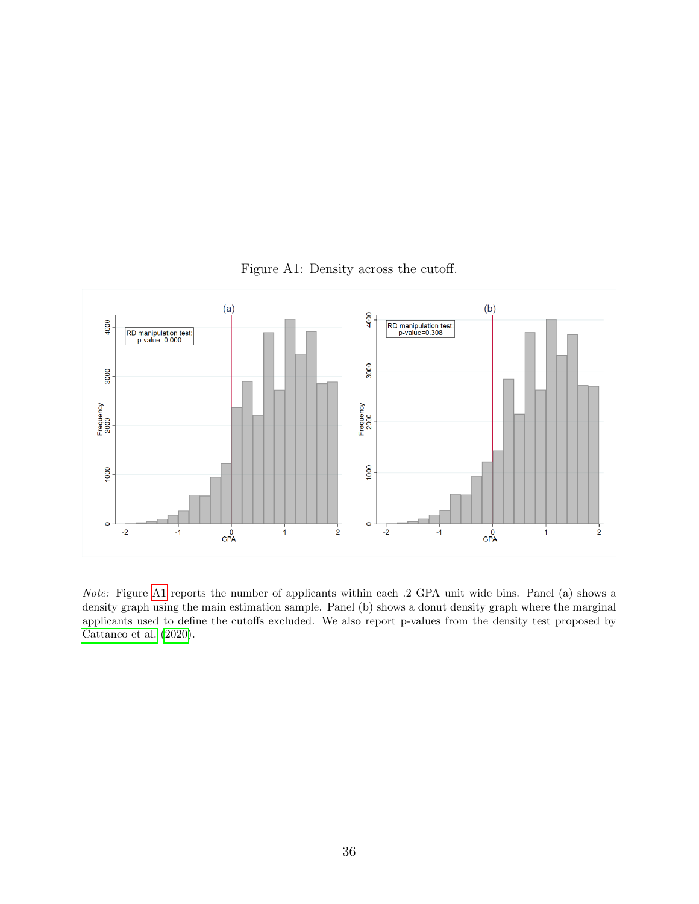Figure A1: Density across the cutoff.

*Note:* Figure A1 reports the number of applicants within each .2 GPA unit wide bins. Panel (a) shows a density graph using the main estimation sample. Panel (b) shows a donut density graph where the marginal applicants used to define the cutoffs excluded. We also report p-values from the density test proposed by Cattaneo et al. (2020).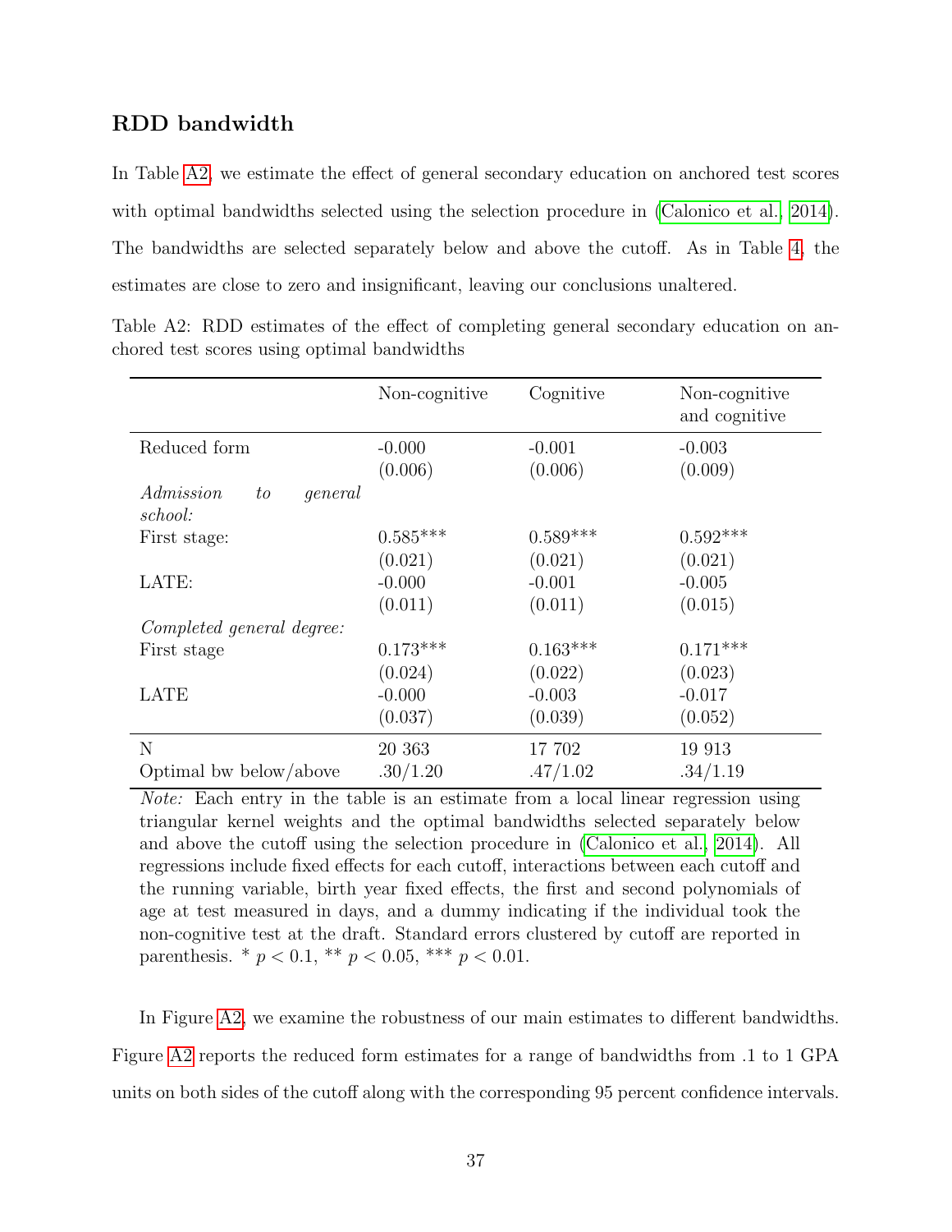### RDD bandwidth

In Table A2, we estimate the effect of general secondary education on anchored test scores with optimal bandwidths selected using the selection procedure in (Calonico et al., 2014). The bandwidths are selected separately below and above the cutoff. As in Table 4, the estimates are close to zero and insignificant, leaving our conclusions unaltered.

Table A2: RDD estimates of the effect of completing general secondary education on anchored test scores using optimal bandwidths

| | Non-cognitive | Cognitive | Non-cognitive and cognitive |
|---|---|---|---|
| Reduced form | -0.000 | -0.001 | -0.003 |
| | (0.006) | (0.006) | (0.009) |
| *Admission to general school:* | | | |
| First stage: | 0.585*** | 0.589*** | 0.592*** |
| | (0.021) | (0.021) | (0.021) |
| LATE: | -0.000 | -0.001 | -0.005 |
| | (0.011) | (0.011) | (0.015) |
| *Completed general degree:* | | | |
| First stage | 0.173*** | 0.163*** | 0.171*** |
| | (0.024) | (0.022) | (0.023) |
| LATE | -0.000 | -0.003 | -0.017 |
| | (0.037) | (0.039) | (0.052) |
| N | 20 363 | 17 702 | 19 913 |
| Optimal bw below/above | .30/1.20 | .47/1.02 | .34/1.19 |

*Note:* Each entry in the table is an estimate from a local linear regression using triangular kernel weights and the optimal bandwidths selected separately below and above the cutoff using the selection procedure in (Calonico et al., 2014). All regressions include fixed effects for each cutoff, interactions between each cutoff and the running variable, birth year fixed effects, the first and second polynomials of age at test measured in days, and a dummy indicating if the individual took the non-cognitive test at the draft. Standard errors clustered by cutoff are reported in parenthesis. * $p < 0.1$, ** $p < 0.05$, *** $p < 0.01$.

In Figure A2, we examine the robustness of our main estimates to different bandwidths. Figure A2 reports the reduced form estimates for a range of bandwidths from .1 to 1 GPA units on both sides of the cutoff along with the corresponding 95 percent confidence intervals.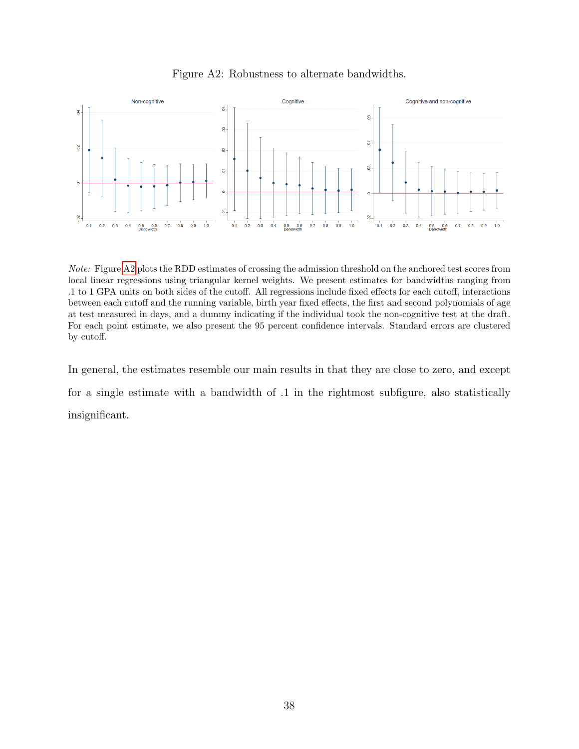Figure A2: Robustness to alternate bandwidths.

*Note:* Figure A2 plots the RDD estimates of crossing the admission threshold on the anchored test scores from local linear regressions using triangular kernel weights. We present estimates for bandwidths ranging from .1 to 1 GPA units on both sides of the cutoff. All regressions include fixed effects for each cutoff, interactions between each cutoff and the running variable, birth year fixed effects, the first and second polynomials of age at test measured in days, and a dummy indicating if the individual took the non-cognitive test at the draft. For each point estimate, we also present the 95 percent confidence intervals. Standard errors are clustered by cutoff.

In general, the estimates resemble our main results in that they are close to zero, and except for a single estimate with a bandwidth of .1 in the rightmost subfigure, also statistically insignificant.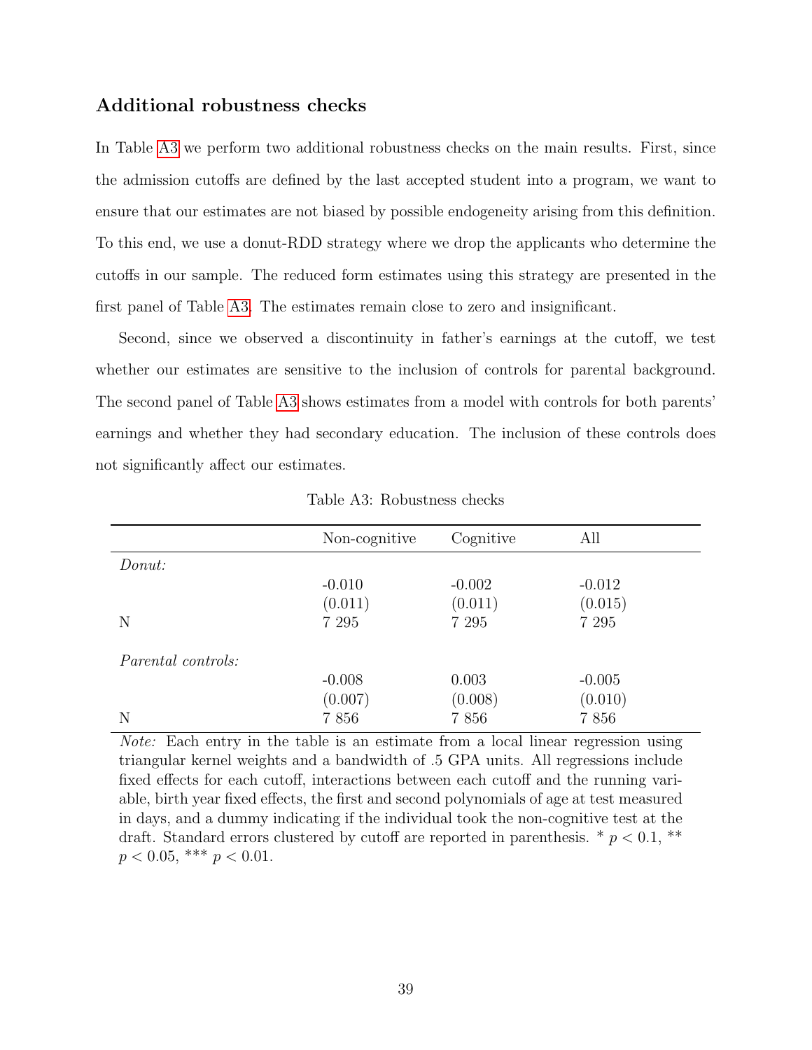### Additional robustness checks

In Table A3 we perform two additional robustness checks on the main results. First, since the admission cutoffs are defined by the last accepted student into a program, we want to ensure that our estimates are not biased by possible endogeneity arising from this definition. To this end, we use a donut-RDD strategy where we drop the applicants who determine the cutoffs in our sample. The reduced form estimates using this strategy are presented in the first panel of Table A3. The estimates remain close to zero and insignificant.

Second, since we observed a discontinuity in father's earnings at the cutoff, we test whether our estimates are sensitive to the inclusion of controls for parental background. The second panel of Table A3 shows estimates from a model with controls for both parents' earnings and whether they had secondary education. The inclusion of these controls does not significantly affect our estimates.

Table A3: Robustness checks

| | Non-cognitive | Cognitive | All |
|---|---|---|---|
| *Donut:* | | | |
| | -0.010 | -0.002 | -0.012 |
| | (0.011) | (0.011) | (0.015) |
| N | 7 295 | 7 295 | 7 295 |
| | | | |
| *Parental controls:* | | | |
| | -0.008 | 0.003 | -0.005 |
| | (0.007) | (0.008) | (0.010) |
| N | 7 856 | 7 856 | 7 856 |

*Note:* Each entry in the table is an estimate from a local linear regression using triangular kernel weights and a bandwidth of .5 GPA units. All regressions include fixed effects for each cutoff, interactions between each cutoff and the running variable, birth year fixed effects, the first and second polynomials of age at test measured in days, and a dummy indicating if the individual took the non-cognitive test at the draft. Standard errors clustered by cutoff are reported in parenthesis. * $p < 0.1$, ** $p < 0.05$, *** $p < 0.01$.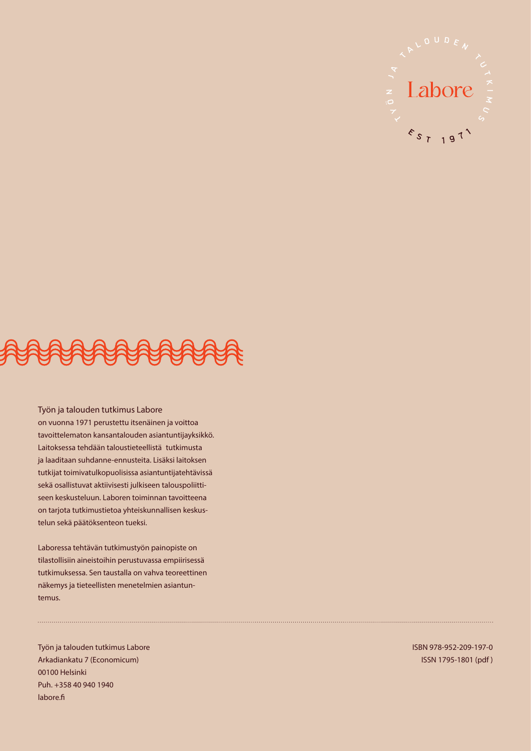TYÖN JA TALOUDEN TUTKIMUS

Labore

EST 1971

Työn ja talouden tutkimus Labore
on vuonna 1971 perustettu itsenäinen ja voittoa tavoittelematon kansantalouden asiantuntijayksikkö. Laitoksessa tehdään taloustieteellistä tutkimusta ja laaditaan suhdanne-ennusteita. Lisäksi laitoksen tutkijat toimivat ulkopuolisissa asiantuntijatehtävissä sekä osallistuvat aktiivisesti julkiseen talouspoliittiseen keskusteluun. Laboren toiminnan tavoitteena on tarjota tutkimustietoa yhteiskunnallisen keskustelun sekä päätöksenteon tueksi.

Laboressa tehtävän tutkimustyön painopiste on tilastollisiin aineistoihin perustuvassa empiirisessä tutkimuksessa. Sen taustalla on vahva teoreettinen näkemys ja tieteellisten menetelmien asiantuntemus.

Työn ja talouden tutkimus Labore
Arkadiankatu 7 (Economicum)
00100 Helsinki
Puh. +358 40 940 1940
labore.fi

ISBN 978-952-209-197-0
ISSN 1795-1801 (pdf)